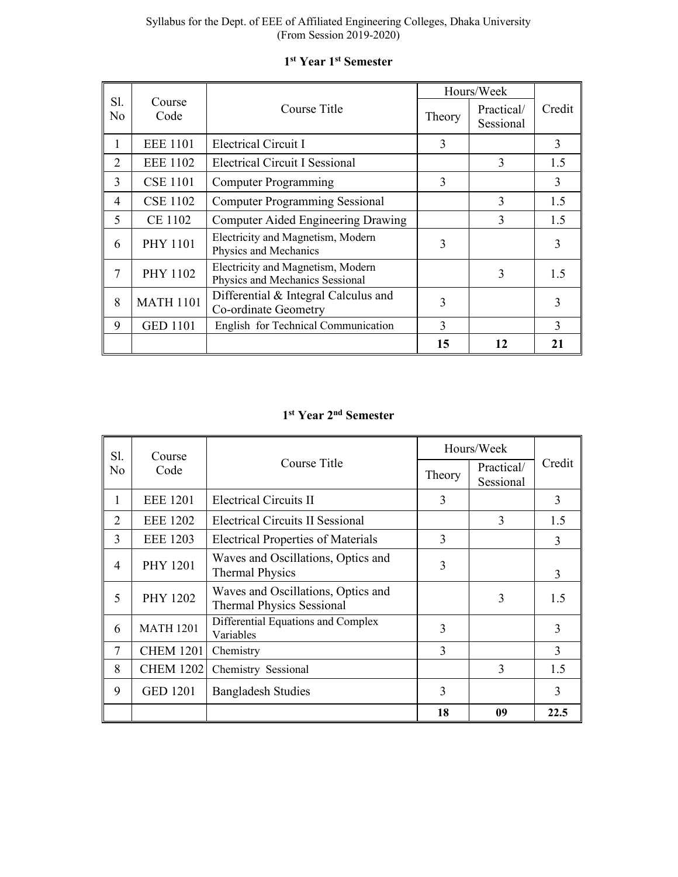Syllabus for the Dept. of EEE of Affiliated Engineering Colleges, Dhaka University
(From Session 2019-2020)

### 1st Year 1st Semester

| Sl. No | Course Code | Course Title | Hours/Week | | Credit |
|---|---|---|---|---|---|
| | | | Theory | Practical/ Sessional | |
| 1 | EEE 1101 | Electrical Circuit I | 3 | | 3 |
| 2 | EEE 1102 | Electrical Circuit I Sessional | | 3 | 1.5 |
| 3 | CSE 1101 | Computer Programming | 3 | | 3 |
| 4 | CSE 1102 | Computer Programming Sessional | | 3 | 1.5 |
| 5 | CE 1102 | Computer Aided Engineering Drawing | | 3 | 1.5 |
| 6 | PHY 1101 | Electricity and Magnetism, Modern Physics and Mechanics | 3 | | 3 |
| 7 | PHY 1102 | Electricity and Magnetism, Modern Physics and Mechanics Sessional | | 3 | 1.5 |
| 8 | MATH 1101 | Differential & Integral Calculus and Co-ordinate Geometry | 3 | | 3 |
| 9 | GED 1101 | English for Technical Communication | 3 | | 3 |
| | | | **15** | **12** | **21** |

### 1st Year 2nd Semester

| Sl. No | Course Code | Course Title | Hours/Week | | Credit |
|---|---|---|---|---|---|
| | | | Theory | Practical/ Sessional | |
| 1 | EEE 1201 | Electrical Circuits II | 3 | | 3 |
| 2 | EEE 1202 | Electrical Circuits II Sessional | | 3 | 1.5 |
| 3 | EEE 1203 | Electrical Properties of Materials | 3 | | 3 |
| 4 | PHY 1201 | Waves and Oscillations, Optics and Thermal Physics | 3 | | 3 |
| 5 | PHY 1202 | Waves and Oscillations, Optics and Thermal Physics Sessional | | 3 | 1.5 |
| 6 | MATH 1201 | Differential Equations and Complex Variables | 3 | | 3 |
| 7 | CHEM 1201 | Chemistry | 3 | | 3 |
| 8 | CHEM 1202 | Chemistry Sessional | | 3 | 1.5 |
| 9 | GED 1201 | Bangladesh Studies | 3 | | 3 |
| | | | **18** | **09** | **22.5** |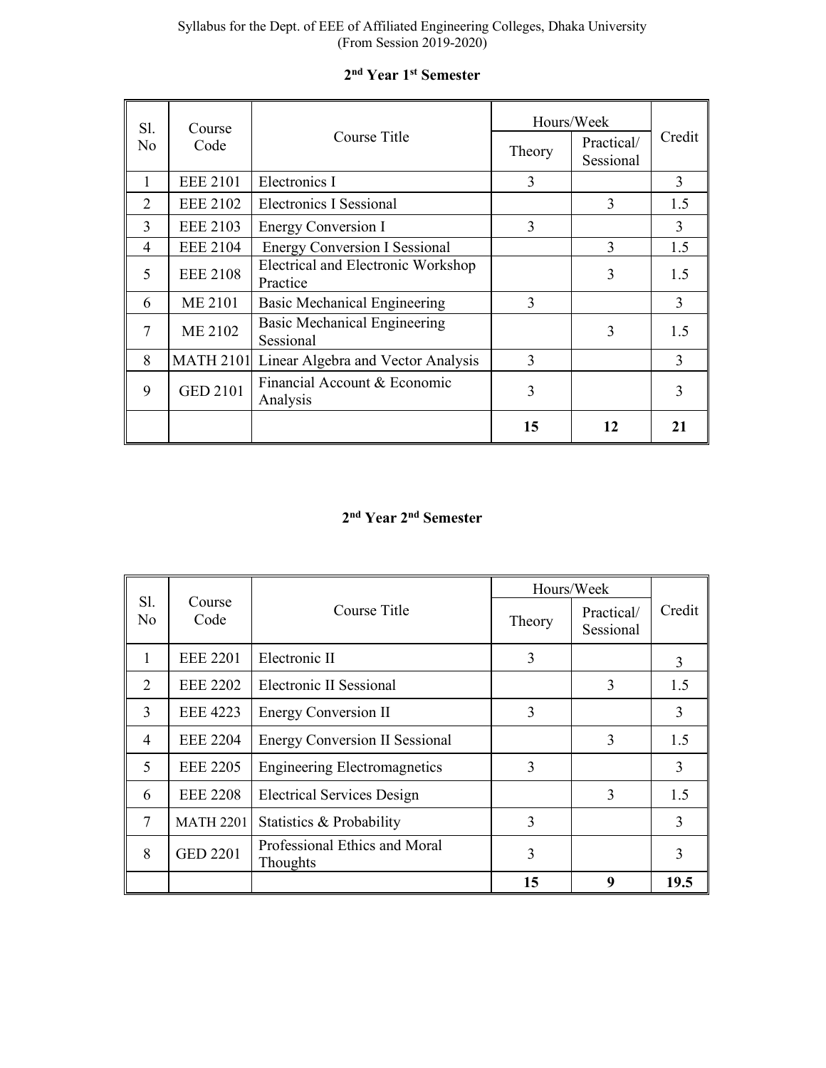## 2nd Year 1st Semester

| Sl. No | Course Code | Course Title | Hours/Week | | Credit |
|---|---|---|---|---|---|
| | | | Theory | Practical/ Sessional | |
| 1 | EEE 2101 | Electronics I | 3 | | 3 |
| 2 | EEE 2102 | Electronics I Sessional | | 3 | 1.5 |
| 3 | EEE 2103 | Energy Conversion I | 3 | | 3 |
| 4 | EEE 2104 | Energy Conversion I Sessional | | 3 | 1.5 |
| 5 | EEE 2108 | Electrical and Electronic Workshop Practice | | 3 | 1.5 |
| 6 | ME 2101 | Basic Mechanical Engineering | 3 | | 3 |
| 7 | ME 2102 | Basic Mechanical Engineering Sessional | | 3 | 1.5 |
| 8 | MATH 2101 | Linear Algebra and Vector Analysis | 3 | | 3 |
| 9 | GED 2101 | Financial Account & Economic Analysis | 3 | | 3 |
| | | | **15** | **12** | **21** |

## 2nd Year 2nd Semester

| Sl. No | Course Code | Course Title | Hours/Week | | Credit |
|---|---|---|---|---|---|
| | | | Theory | Practical/ Sessional | |
| 1 | EEE 2201 | Electronic II | 3 | | 3 |
| 2 | EEE 2202 | Electronic II Sessional | | 3 | 1.5 |
| 3 | EEE 4223 | Energy Conversion II | 3 | | 3 |
| 4 | EEE 2204 | Energy Conversion II Sessional | | 3 | 1.5 |
| 5 | EEE 2205 | Engineering Electromagnetics | 3 | | 3 |
| 6 | EEE 2208 | Electrical Services Design | | 3 | 1.5 |
| 7 | MATH 2201 | Statistics & Probability | 3 | | 3 |
| 8 | GED 2201 | Professional Ethics and Moral Thoughts | 3 | | 3 |
| | | | **15** | **9** | **19.5** |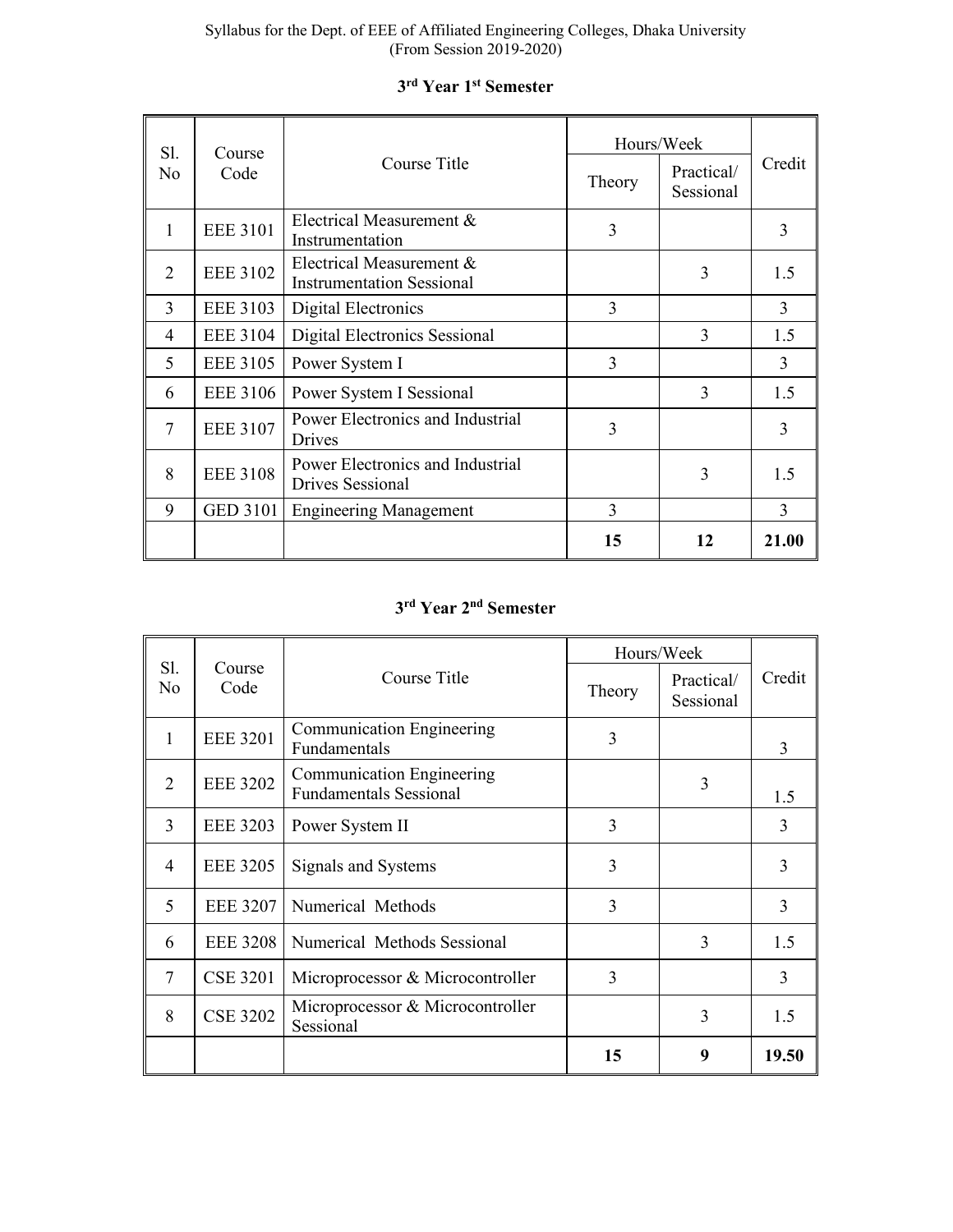### 3rd Year 1st Semester

| Sl. No | Course Code | Course Title | Hours/Week | | Credit |
|---|---|---|---|---|---|
| | | | Theory | Practical/ Sessional | |
| 1 | EEE 3101 | Electrical Measurement & Instrumentation | 3 | | 3 |
| 2 | EEE 3102 | Electrical Measurement & Instrumentation Sessional | | 3 | 1.5 |
| 3 | EEE 3103 | Digital Electronics | 3 | | 3 |
| 4 | EEE 3104 | Digital Electronics Sessional | | 3 | 1.5 |
| 5 | EEE 3105 | Power System I | 3 | | 3 |
| 6 | EEE 3106 | Power System I Sessional | | 3 | 1.5 |
| 7 | EEE 3107 | Power Electronics and Industrial Drives | 3 | | 3 |
| 8 | EEE 3108 | Power Electronics and Industrial Drives Sessional | | 3 | 1.5 |
| 9 | GED 3101 | Engineering Management | 3 | | 3 |
| | | | **15** | **12** | **21.00** |

### 3rd Year 2nd Semester

| Sl. No | Course Code | Course Title | Hours/Week | | Credit |
|---|---|---|---|---|---|
| | | | Theory | Practical/ Sessional | |
| 1 | EEE 3201 | Communication Engineering Fundamentals | 3 | | 3 |
| 2 | EEE 3202 | Communication Engineering Fundamentals Sessional | | 3 | 1.5 |
| 3 | EEE 3203 | Power System II | 3 | | 3 |
| 4 | EEE 3205 | Signals and Systems | 3 | | 3 |
| 5 | EEE 3207 | Numerical Methods | 3 | | 3 |
| 6 | EEE 3208 | Numerical Methods Sessional | | 3 | 1.5 |
| 7 | CSE 3201 | Microprocessor & Microcontroller | 3 | | 3 |
| 8 | CSE 3202 | Microprocessor & Microcontroller Sessional | | 3 | 1.5 |
| | | | **15** | **9** | **19.50** |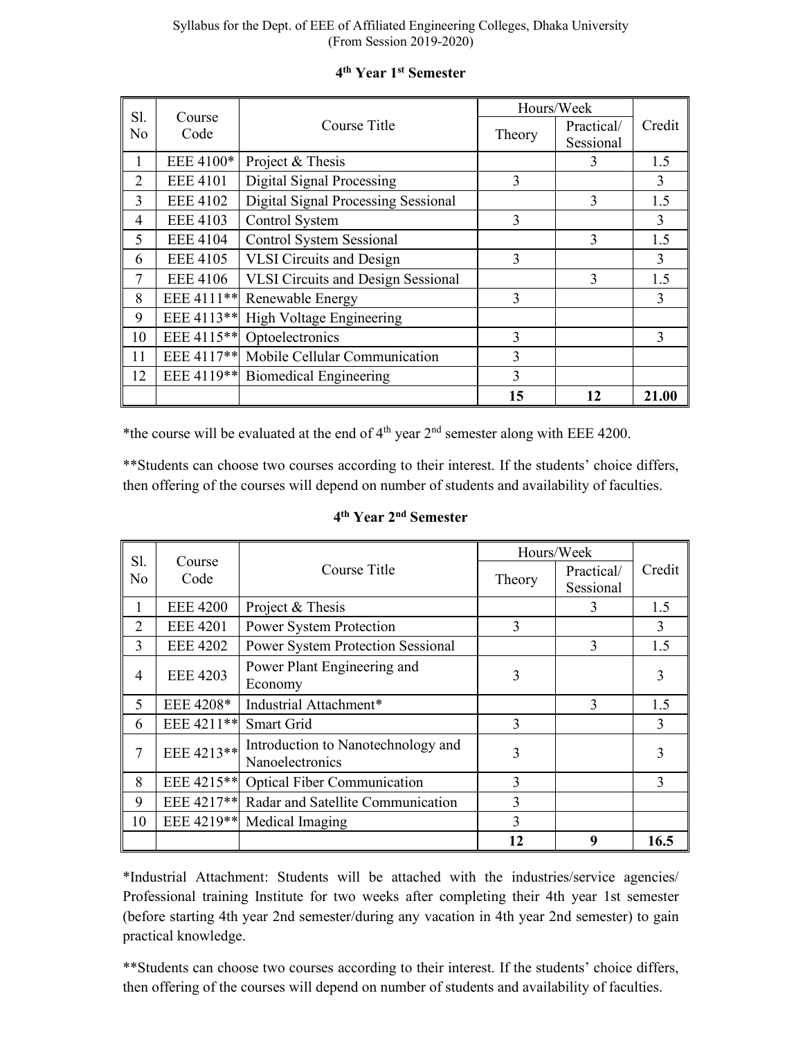### 4th Year 1st Semester

| Sl. No | Course Code | Course Title | Hours/Week | | Credit |
|---|---|---|---|---|---|
| | | | Theory | Practical/ Sessional | |
| 1 | EEE 4100* | Project & Thesis | | 3 | 1.5 |
| 2 | EEE 4101 | Digital Signal Processing | 3 | | 3 |
| 3 | EEE 4102 | Digital Signal Processing Sessional | | 3 | 1.5 |
| 4 | EEE 4103 | Control System | 3 | | 3 |
| 5 | EEE 4104 | Control System Sessional | | 3 | 1.5 |
| 6 | EEE 4105 | VLSI Circuits and Design | 3 | | 3 |
| 7 | EEE 4106 | VLSI Circuits and Design Sessional | | 3 | 1.5 |
| 8 | EEE 4111** | Renewable Energy | 3 | | 3 |
| 9 | EEE 4113** | High Voltage Engineering | | | |
| 10 | EEE 4115** | Optoelectronics | 3 | | 3 |
| 11 | EEE 4117** | Mobile Cellular Communication | 3 | | |
| 12 | EEE 4119** | Biomedical Engineering | 3 | | |
| | | | **15** | **12** | **21.00** |

*the course will be evaluated at the end of 4th year 2nd semester along with EEE 4200.

**Students can choose two courses according to their interest. If the students' choice differs, then offering of the courses will depend on number of students and availability of faculties.

### 4th Year 2nd Semester

| Sl. No | Course Code | Course Title | Hours/Week | | Credit |
|---|---|---|---|---|---|
| | | | Theory | Practical/ Sessional | |
| 1 | EEE 4200 | Project & Thesis | | 3 | 1.5 |
| 2 | EEE 4201 | Power System Protection | 3 | | 3 |
| 3 | EEE 4202 | Power System Protection Sessional | | 3 | 1.5 |
| 4 | EEE 4203 | Power Plant Engineering and Economy | 3 | | 3 |
| 5 | EEE 4208* | Industrial Attachment* | | 3 | 1.5 |
| 6 | EEE 4211** | Smart Grid | 3 | | 3 |
| 7 | EEE 4213** | Introduction to Nanotechnology and Nanoelectronics | 3 | | 3 |
| 8 | EEE 4215** | Optical Fiber Communication | 3 | | 3 |
| 9 | EEE 4217** | Radar and Satellite Communication | 3 | | |
| 10 | EEE 4219** | Medical Imaging | 3 | | |
| | | | **12** | **9** | **16.5** |

*Industrial Attachment: Students will be attached with the industries/service agencies/ Professional training Institute for two weeks after completing their 4th year 1st semester (before starting 4th year 2nd semester/during any vacation in 4th year 2nd semester) to gain practical knowledge.

**Students can choose two courses according to their interest. If the students' choice differs, then offering of the courses will depend on number of students and availability of faculties.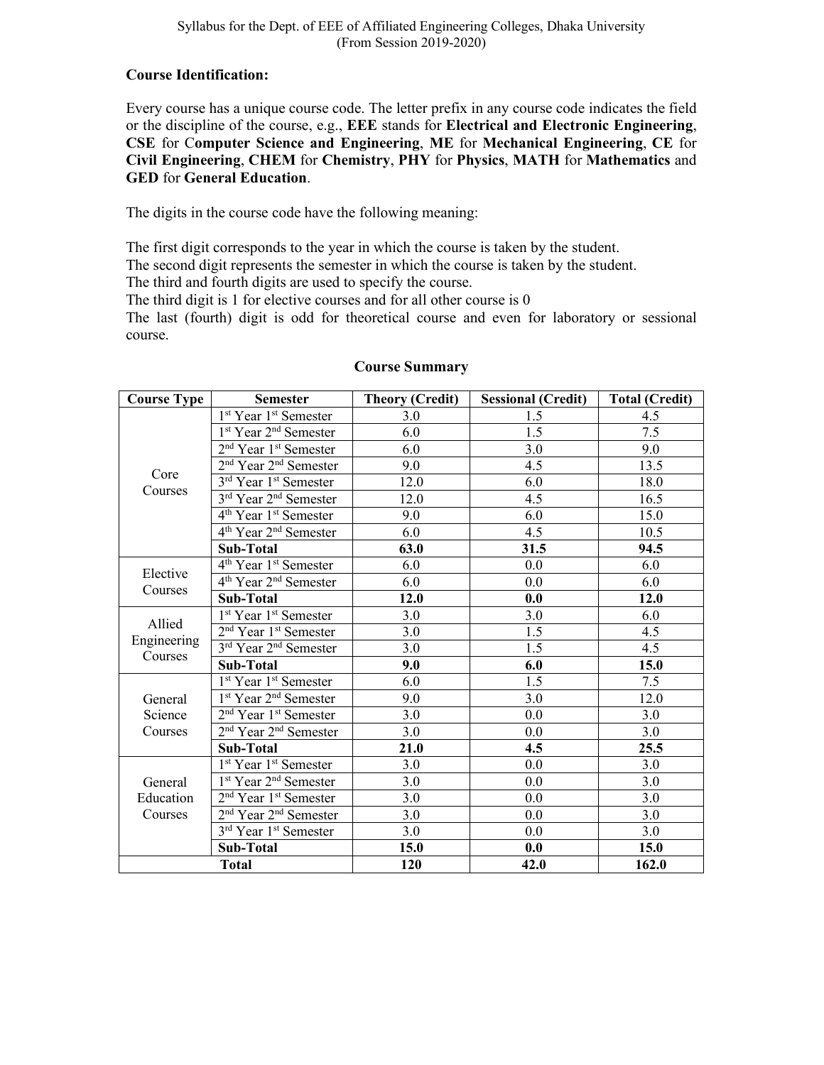**Course Identification:**

Every course has a unique course code. The letter prefix in any course code indicates the field or the discipline of the course, e.g., **EEE** stands for **Electrical and Electronic Engineering**, **CSE** for **Computer Science and Engineering**, **ME** for **Mechanical Engineering**, **CE** for **Civil Engineering**, **CHEM** for **Chemistry**, **PHY** for **Physics**, **MATH** for **Mathematics** and **GED** for **General Education**.

The digits in the course code have the following meaning:

The first digit corresponds to the year in which the course is taken by the student.
The second digit represents the semester in which the course is taken by the student.
The third and fourth digits are used to specify the course.
The third digit is 1 for elective courses and for all other course is 0
The last (fourth) digit is odd for theoretical course and even for laboratory or sessional course.

**Course Summary**

| Course Type | Semester | Theory (Credit) | Sessional (Credit) | Total (Credit) |
|---|---|---|---|---|
| Core Courses | 1st Year 1st Semester | 3.0 | 1.5 | 4.5 |
| | 1st Year 2nd Semester | 6.0 | 1.5 | 7.5 |
| | 2nd Year 1st Semester | 6.0 | 3.0 | 9.0 |
| | 2nd Year 2nd Semester | 9.0 | 4.5 | 13.5 |
| | 3rd Year 1st Semester | 12.0 | 6.0 | 18.0 |
| | 3rd Year 2nd Semester | 12.0 | 4.5 | 16.5 |
| | 4th Year 1st Semester | 9.0 | 6.0 | 15.0 |
| | 4th Year 2nd Semester | 6.0 | 4.5 | 10.5 |
| | **Sub-Total** | **63.0** | **31.5** | **94.5** |
| Elective Courses | 4th Year 1st Semester | 6.0 | 0.0 | 6.0 |
| | 4th Year 2nd Semester | 6.0 | 0.0 | 6.0 |
| | **Sub-Total** | **12.0** | **0.0** | **12.0** |
| Allied Engineering Courses | 1st Year 1st Semester | 3.0 | 3.0 | 6.0 |
| | 2nd Year 1st Semester | 3.0 | 1.5 | 4.5 |
| | 3rd Year 2nd Semester | 3.0 | 1.5 | 4.5 |
| | **Sub-Total** | **9.0** | **6.0** | **15.0** |
| General Science Courses | 1st Year 1st Semester | 6.0 | 1.5 | 7.5 |
| | 1st Year 2nd Semester | 9.0 | 3.0 | 12.0 |
| | 2nd Year 1st Semester | 3.0 | 0.0 | 3.0 |
| | 2nd Year 2nd Semester | 3.0 | 0.0 | 3.0 |
| | **Sub-Total** | **21.0** | **4.5** | **25.5** |
| General Education Courses | 1st Year 1st Semester | 3.0 | 0.0 | 3.0 |
| | 1st Year 2nd Semester | 3.0 | 0.0 | 3.0 |
| | 2nd Year 1st Semester | 3.0 | 0.0 | 3.0 |
| | 2nd Year 2nd Semester | 3.0 | 0.0 | 3.0 |
| | 3rd Year 1st Semester | 3.0 | 0.0 | 3.0 |
| | **Sub-Total** | **15.0** | **0.0** | **15.0** |
| **Total** | | **120** | **42.0** | **162.0** |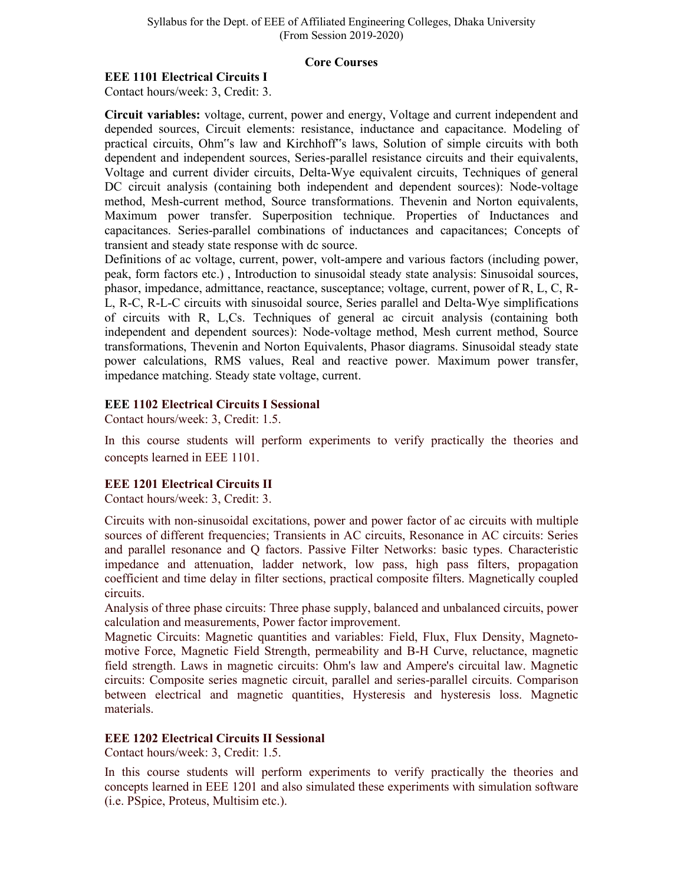## Core Courses

### EEE 1101 Electrical Circuits I

Contact hours/week: 3, Credit: 3.

**Circuit variables:** voltage, current, power and energy, Voltage and current independent and depended sources, Circuit elements: resistance, inductance and capacitance. Modeling of practical circuits, Ohm"s law and Kirchhoff"s laws, Solution of simple circuits with both dependent and independent sources, Series-parallel resistance circuits and their equivalents, Voltage and current divider circuits, Delta-Wye equivalent circuits, Techniques of general DC circuit analysis (containing both independent and dependent sources): Node-voltage method, Mesh-current method, Source transformations. Thevenin and Norton equivalents, Maximum power transfer. Superposition technique. Properties of Inductances and capacitances. Series-parallel combinations of inductances and capacitances; Concepts of transient and steady state response with dc source.

Definitions of ac voltage, current, power, volt-ampere and various factors (including power, peak, form factors etc.) , Introduction to sinusoidal steady state analysis: Sinusoidal sources, phasor, impedance, admittance, reactance, susceptance; voltage, current, power of R, L, C, R-L, R-C, R-L-C circuits with sinusoidal source, Series parallel and Delta-Wye simplifications of circuits with R, L,Cs. Techniques of general ac circuit analysis (containing both independent and dependent sources): Node-voltage method, Mesh current method, Source transformations, Thevenin and Norton Equivalents, Phasor diagrams. Sinusoidal steady state power calculations, RMS values, Real and reactive power. Maximum power transfer, impedance matching. Steady state voltage, current.

### EEE 1102 Electrical Circuits I Sessional

Contact hours/week: 3, Credit: 1.5.

In this course students will perform experiments to verify practically the theories and concepts learned in EEE 1101.

### EEE 1201 Electrical Circuits II

Contact hours/week: 3, Credit: 3.

Circuits with non-sinusoidal excitations, power and power factor of ac circuits with multiple sources of different frequencies; Transients in AC circuits, Resonance in AC circuits: Series and parallel resonance and Q factors. Passive Filter Networks: basic types. Characteristic impedance and attenuation, ladder network, low pass, high pass filters, propagation coefficient and time delay in filter sections, practical composite filters. Magnetically coupled circuits.

Analysis of three phase circuits: Three phase supply, balanced and unbalanced circuits, power calculation and measurements, Power factor improvement.

Magnetic Circuits: Magnetic quantities and variables: Field, Flux, Flux Density, Magneto-motive Force, Magnetic Field Strength, permeability and B-H Curve, reluctance, magnetic field strength. Laws in magnetic circuits: Ohm's law and Ampere's circuital law. Magnetic circuits: Composite series magnetic circuit, parallel and series-parallel circuits. Comparison between electrical and magnetic quantities, Hysteresis and hysteresis loss. Magnetic materials.

### EEE 1202 Electrical Circuits II Sessional

Contact hours/week: 3, Credit: 1.5.

In this course students will perform experiments to verify practically the theories and concepts learned in EEE 1201 and also simulated these experiments with simulation software (i.e. PSpice, Proteus, Multisim etc.).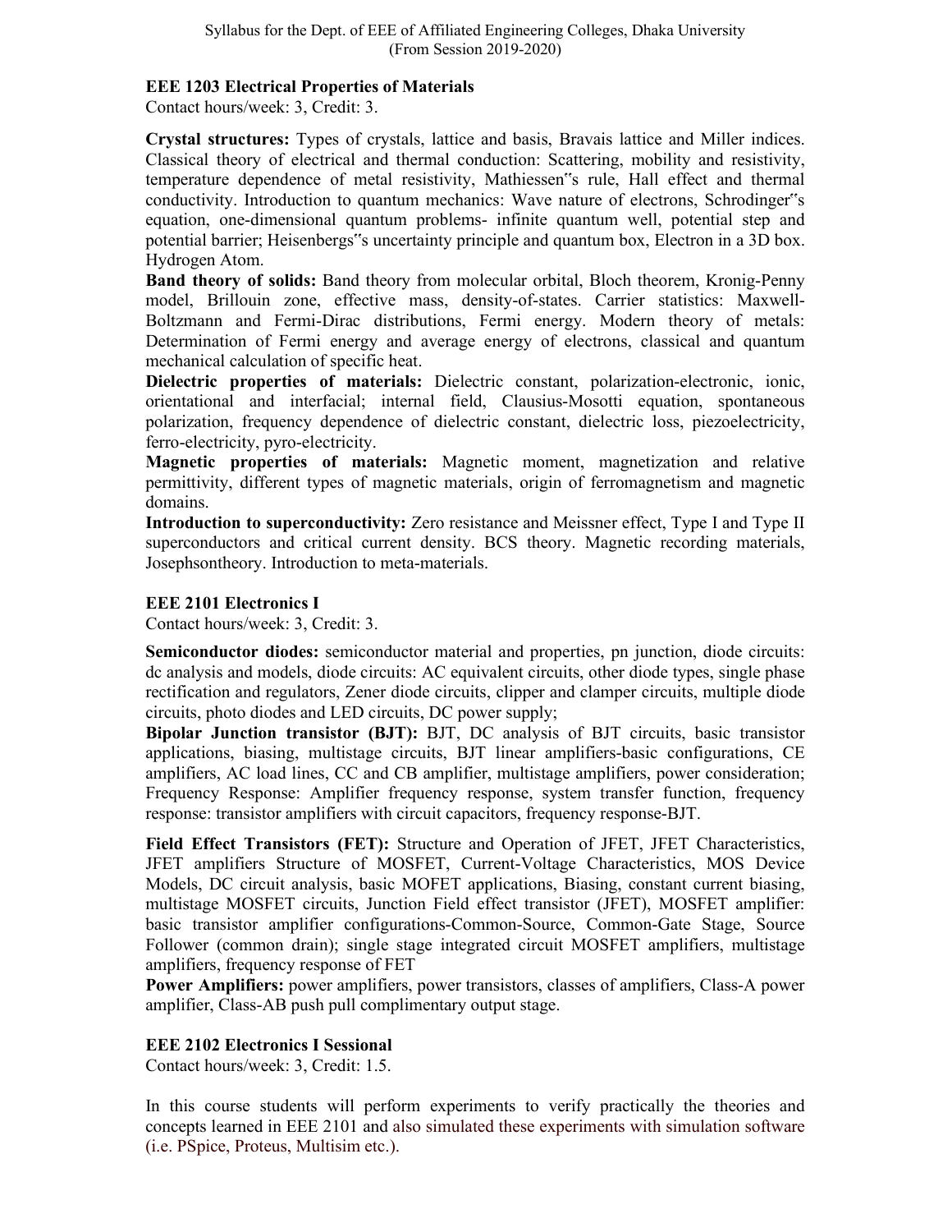### EEE 1203 Electrical Properties of Materials

Contact hours/week: 3, Credit: 3.

**Crystal structures:** Types of crystals, lattice and basis, Bravais lattice and Miller indices. Classical theory of electrical and thermal conduction: Scattering, mobility and resistivity, temperature dependence of metal resistivity, Mathiessen"s rule, Hall effect and thermal conductivity. Introduction to quantum mechanics: Wave nature of electrons, Schrodinger"s equation, one-dimensional quantum problems- infinite quantum well, potential step and potential barrier; Heisenbergs"s uncertainty principle and quantum box, Electron in a 3D box. Hydrogen Atom.

**Band theory of solids:** Band theory from molecular orbital, Bloch theorem, Kronig-Penny model, Brillouin zone, effective mass, density-of-states. Carrier statistics: Maxwell-Boltzmann and Fermi-Dirac distributions, Fermi energy. Modern theory of metals: Determination of Fermi energy and average energy of electrons, classical and quantum mechanical calculation of specific heat.

**Dielectric properties of materials:** Dielectric constant, polarization-electronic, ionic, orientational and interfacial; internal field, Clausius-Mosotti equation, spontaneous polarization, frequency dependence of dielectric constant, dielectric loss, piezoelectricity, ferro-electricity, pyro-electricity.

**Magnetic properties of materials:** Magnetic moment, magnetization and relative permittivity, different types of magnetic materials, origin of ferromagnetism and magnetic domains.

**Introduction to superconductivity:** Zero resistance and Meissner effect, Type I and Type II superconductors and critical current density. BCS theory. Magnetic recording materials, Josephsontheory. Introduction to meta-materials.

### EEE 2101 Electronics I

Contact hours/week: 3, Credit: 3.

**Semiconductor diodes:** semiconductor material and properties, pn junction, diode circuits: dc analysis and models, diode circuits: AC equivalent circuits, other diode types, single phase rectification and regulators, Zener diode circuits, clipper and clamper circuits, multiple diode circuits, photo diodes and LED circuits, DC power supply;

**Bipolar Junction transistor (BJT):** BJT, DC analysis of BJT circuits, basic transistor applications, biasing, multistage circuits, BJT linear amplifiers-basic configurations, CE amplifiers, AC load lines, CC and CB amplifier, multistage amplifiers, power consideration; Frequency Response: Amplifier frequency response, system transfer function, frequency response: transistor amplifiers with circuit capacitors, frequency response-BJT.

**Field Effect Transistors (FET):** Structure and Operation of JFET, JFET Characteristics, JFET amplifiers Structure of MOSFET, Current-Voltage Characteristics, MOS Device Models, DC circuit analysis, basic MOFET applications, Biasing, constant current biasing, multistage MOSFET circuits, Junction Field effect transistor (JFET), MOSFET amplifier: basic transistor amplifier configurations-Common-Source, Common-Gate Stage, Source Follower (common drain); single stage integrated circuit MOSFET amplifiers, multistage amplifiers, frequency response of FET

**Power Amplifiers:** power amplifiers, power transistors, classes of amplifiers, Class-A power amplifier, Class-AB push pull complimentary output stage.

### EEE 2102 Electronics I Sessional

Contact hours/week: 3, Credit: 1.5.

In this course students will perform experiments to verify practically the theories and concepts learned in EEE 2101 and also simulated these experiments with simulation software (i.e. PSpice, Proteus, Multisim etc.).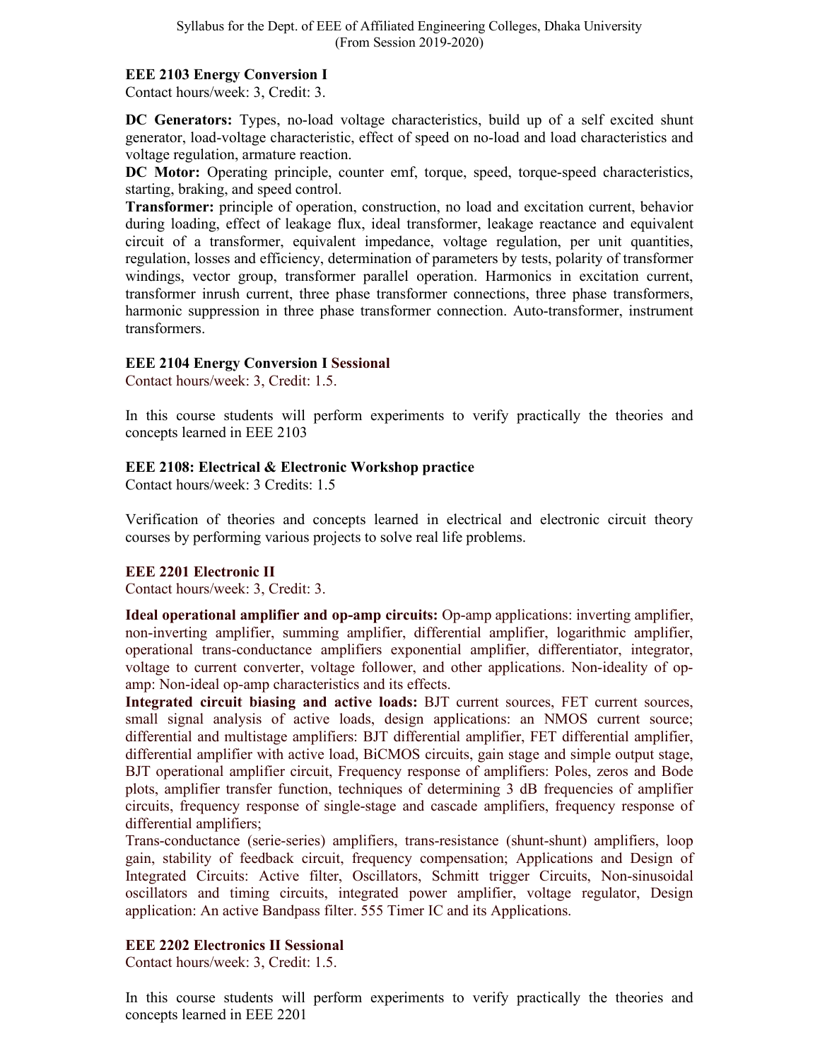### EEE 2103 Energy Conversion I

Contact hours/week: 3, Credit: 3.

**DC Generators:** Types, no-load voltage characteristics, build up of a self excited shunt generator, load-voltage characteristic, effect of speed on no-load and load characteristics and voltage regulation, armature reaction.

**DC Motor:** Operating principle, counter emf, torque, speed, torque-speed characteristics, starting, braking, and speed control.

**Transformer:** principle of operation, construction, no load and excitation current, behavior during loading, effect of leakage flux, ideal transformer, leakage reactance and equivalent circuit of a transformer, equivalent impedance, voltage regulation, per unit quantities, regulation, losses and efficiency, determination of parameters by tests, polarity of transformer windings, vector group, transformer parallel operation. Harmonics in excitation current, transformer inrush current, three phase transformer connections, three phase transformers, harmonic suppression in three phase transformer connection. Auto-transformer, instrument transformers.

### EEE 2104 Energy Conversion I Sessional

Contact hours/week: 3, Credit: 1.5.

In this course students will perform experiments to verify practically the theories and concepts learned in EEE 2103

### EEE 2108: Electrical & Electronic Workshop practice

Contact hours/week: 3 Credits: 1.5

Verification of theories and concepts learned in electrical and electronic circuit theory courses by performing various projects to solve real life problems.

### EEE 2201 Electronic II

Contact hours/week: 3, Credit: 3.

**Ideal operational amplifier and op-amp circuits:** Op-amp applications: inverting amplifier, non-inverting amplifier, summing amplifier, differential amplifier, logarithmic amplifier, operational trans-conductance amplifiers exponential amplifier, differentiator, integrator, voltage to current converter, voltage follower, and other applications. Non-ideality of op-amp: Non-ideal op-amp characteristics and its effects.

**Integrated circuit biasing and active loads:** BJT current sources, FET current sources, small signal analysis of active loads, design applications: an NMOS current source; differential and multistage amplifiers: BJT differential amplifier, FET differential amplifier, differential amplifier with active load, BiCMOS circuits, gain stage and simple output stage, BJT operational amplifier circuit, Frequency response of amplifiers: Poles, zeros and Bode plots, amplifier transfer function, techniques of determining 3 dB frequencies of amplifier circuits, frequency response of single-stage and cascade amplifiers, frequency response of differential amplifiers;

Trans-conductance (serie-series) amplifiers, trans-resistance (shunt-shunt) amplifiers, loop gain, stability of feedback circuit, frequency compensation; Applications and Design of Integrated Circuits: Active filter, Oscillators, Schmitt trigger Circuits, Non-sinusoidal oscillators and timing circuits, integrated power amplifier, voltage regulator, Design application: An active Bandpass filter. 555 Timer IC and its Applications.

### EEE 2202 Electronics II Sessional

Contact hours/week: 3, Credit: 1.5.

In this course students will perform experiments to verify practically the theories and concepts learned in EEE 2201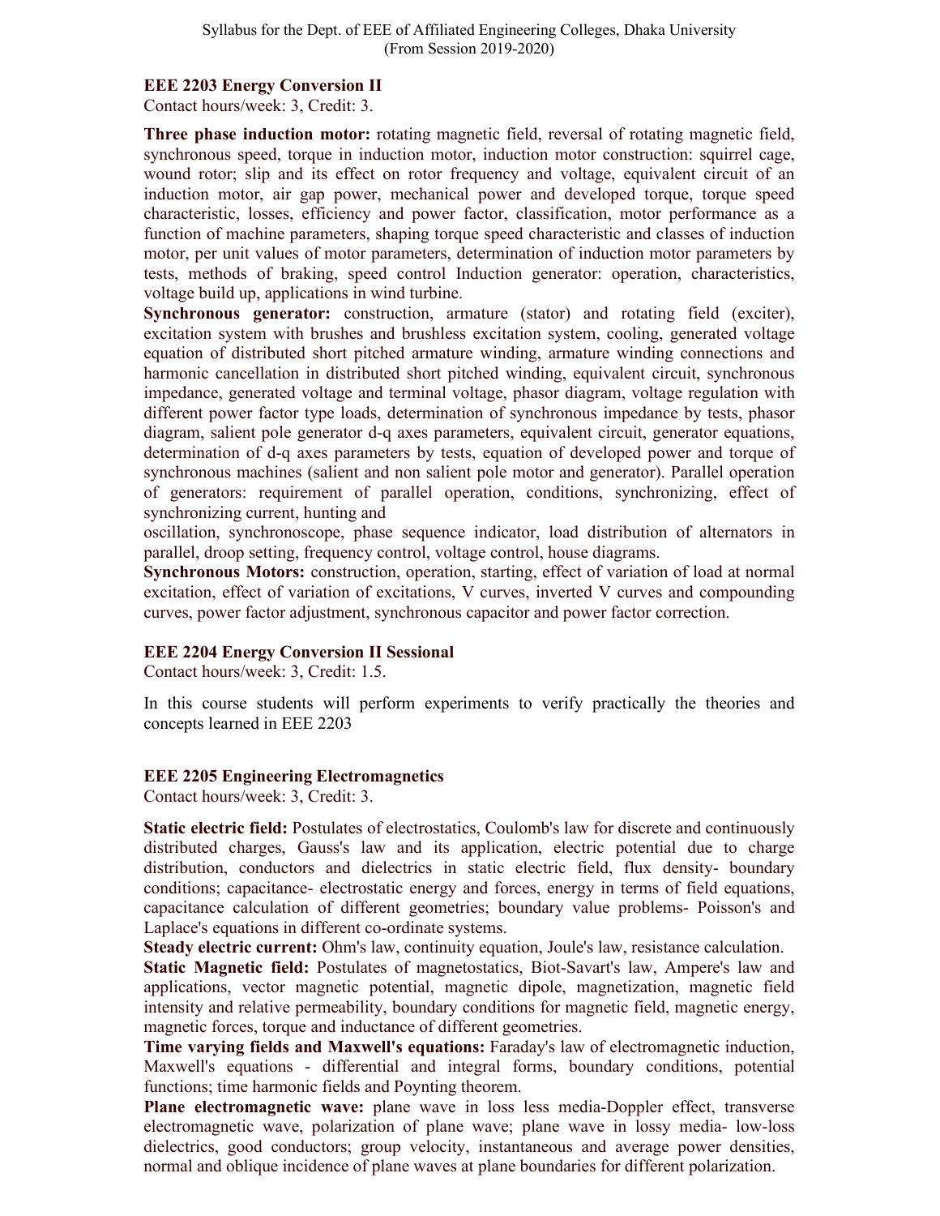### EEE 2203 Energy Conversion II

Contact hours/week: 3, Credit: 3.

**Three phase induction motor:** rotating magnetic field, reversal of rotating magnetic field, synchronous speed, torque in induction motor, induction motor construction: squirrel cage, wound rotor; slip and its effect on rotor frequency and voltage, equivalent circuit of an induction motor, air gap power, mechanical power and developed torque, torque speed characteristic, losses, efficiency and power factor, classification, motor performance as a function of machine parameters, shaping torque speed characteristic and classes of induction motor, per unit values of motor parameters, determination of induction motor parameters by tests, methods of braking, speed control Induction generator: operation, characteristics, voltage build up, applications in wind turbine.

**Synchronous generator:** construction, armature (stator) and rotating field (exciter), excitation system with brushes and brushless excitation system, cooling, generated voltage equation of distributed short pitched armature winding, armature winding connections and harmonic cancellation in distributed short pitched winding, equivalent circuit, synchronous impedance, generated voltage and terminal voltage, phasor diagram, voltage regulation with different power factor type loads, determination of synchronous impedance by tests, phasor diagram, salient pole generator d-q axes parameters, equivalent circuit, generator equations, determination of d-q axes parameters by tests, equation of developed power and torque of synchronous machines (salient and non salient pole motor and generator). Parallel operation of generators: requirement of parallel operation, conditions, synchronizing, effect of synchronizing current, hunting and oscillation, synchronoscope, phase sequence indicator, load distribution of alternators in parallel, droop setting, frequency control, voltage control, house diagrams.

**Synchronous Motors:** construction, operation, starting, effect of variation of load at normal excitation, effect of variation of excitations, V curves, inverted V curves and compounding curves, power factor adjustment, synchronous capacitor and power factor correction.

### EEE 2204 Energy Conversion II Sessional

Contact hours/week: 3, Credit: 1.5.

In this course students will perform experiments to verify practically the theories and concepts learned in EEE 2203

### EEE 2205 Engineering Electromagnetics

Contact hours/week: 3, Credit: 3.

**Static electric field:** Postulates of electrostatics, Coulomb's law for discrete and continuously distributed charges, Gauss's law and its application, electric potential due to charge distribution, conductors and dielectrics in static electric field, flux density- boundary conditions; capacitance- electrostatic energy and forces, energy in terms of field equations, capacitance calculation of different geometries; boundary value problems- Poisson's and Laplace's equations in different co-ordinate systems.

**Steady electric current:** Ohm's law, continuity equation, Joule's law, resistance calculation.

**Static Magnetic field:** Postulates of magnetostatics, Biot-Savart's law, Ampere's law and applications, vector magnetic potential, magnetic dipole, magnetization, magnetic field intensity and relative permeability, boundary conditions for magnetic field, magnetic energy, magnetic forces, torque and inductance of different geometries.

**Time varying fields and Maxwell's equations:** Faraday's law of electromagnetic induction, Maxwell's equations - differential and integral forms, boundary conditions, potential functions; time harmonic fields and Poynting theorem.

**Plane electromagnetic wave:** plane wave in loss less media-Doppler effect, transverse electromagnetic wave, polarization of plane wave; plane wave in lossy media- low-loss dielectrics, good conductors; group velocity, instantaneous and average power densities, normal and oblique incidence of plane waves at plane boundaries for different polarization.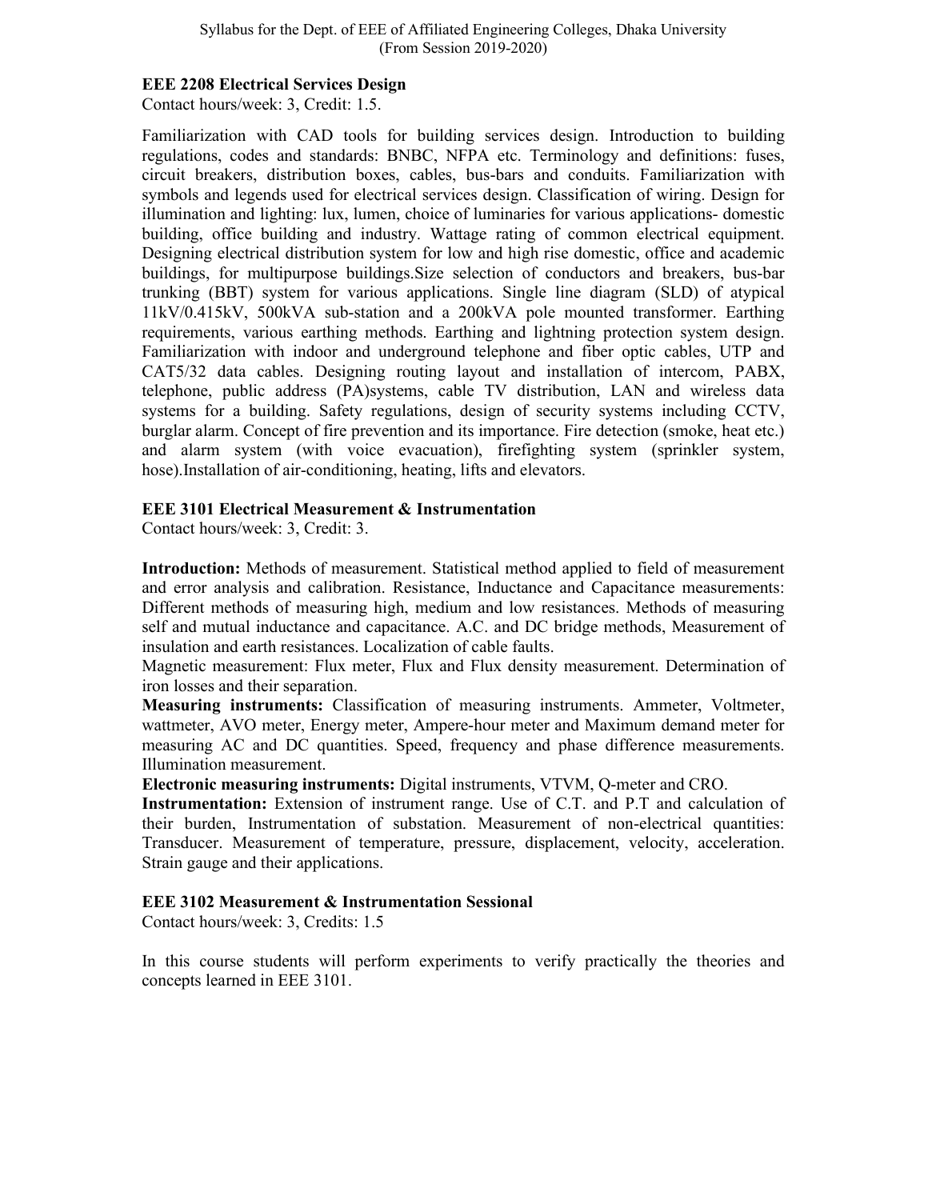### EEE 2208 Electrical Services Design

Contact hours/week: 3, Credit: 1.5.

Familiarization with CAD tools for building services design. Introduction to building regulations, codes and standards: BNBC, NFPA etc. Terminology and definitions: fuses, circuit breakers, distribution boxes, cables, bus-bars and conduits. Familiarization with symbols and legends used for electrical services design. Classification of wiring. Design for illumination and lighting: lux, lumen, choice of luminaries for various applications- domestic building, office building and industry. Wattage rating of common electrical equipment. Designing electrical distribution system for low and high rise domestic, office and academic buildings, for multipurpose buildings.Size selection of conductors and breakers, bus-bar trunking (BBT) system for various applications. Single line diagram (SLD) of atypical 11kV/0.415kV, 500kVA sub-station and a 200kVA pole mounted transformer. Earthing requirements, various earthing methods. Earthing and lightning protection system design. Familiarization with indoor and underground telephone and fiber optic cables, UTP and CAT5/32 data cables. Designing routing layout and installation of intercom, PABX, telephone, public address (PA)systems, cable TV distribution, LAN and wireless data systems for a building. Safety regulations, design of security systems including CCTV, burglar alarm. Concept of fire prevention and its importance. Fire detection (smoke, heat etc.) and alarm system (with voice evacuation), firefighting system (sprinkler system, hose).Installation of air-conditioning, heating, lifts and elevators.

### EEE 3101 Electrical Measurement & Instrumentation

Contact hours/week: 3, Credit: 3.

**Introduction:** Methods of measurement. Statistical method applied to field of measurement and error analysis and calibration. Resistance, Inductance and Capacitance measurements: Different methods of measuring high, medium and low resistances. Methods of measuring self and mutual inductance and capacitance. A.C. and DC bridge methods, Measurement of insulation and earth resistances. Localization of cable faults.

Magnetic measurement: Flux meter, Flux and Flux density measurement. Determination of iron losses and their separation.

**Measuring instruments:** Classification of measuring instruments. Ammeter, Voltmeter, wattmeter, AVO meter, Energy meter, Ampere-hour meter and Maximum demand meter for measuring AC and DC quantities. Speed, frequency and phase difference measurements. Illumination measurement.

**Electronic measuring instruments:** Digital instruments, VTVM, Q-meter and CRO.

**Instrumentation:** Extension of instrument range. Use of C.T. and P.T and calculation of their burden, Instrumentation of substation. Measurement of non-electrical quantities: Transducer. Measurement of temperature, pressure, displacement, velocity, acceleration. Strain gauge and their applications.

### EEE 3102 Measurement & Instrumentation Sessional

Contact hours/week: 3, Credits: 1.5

In this course students will perform experiments to verify practically the theories and concepts learned in EEE 3101.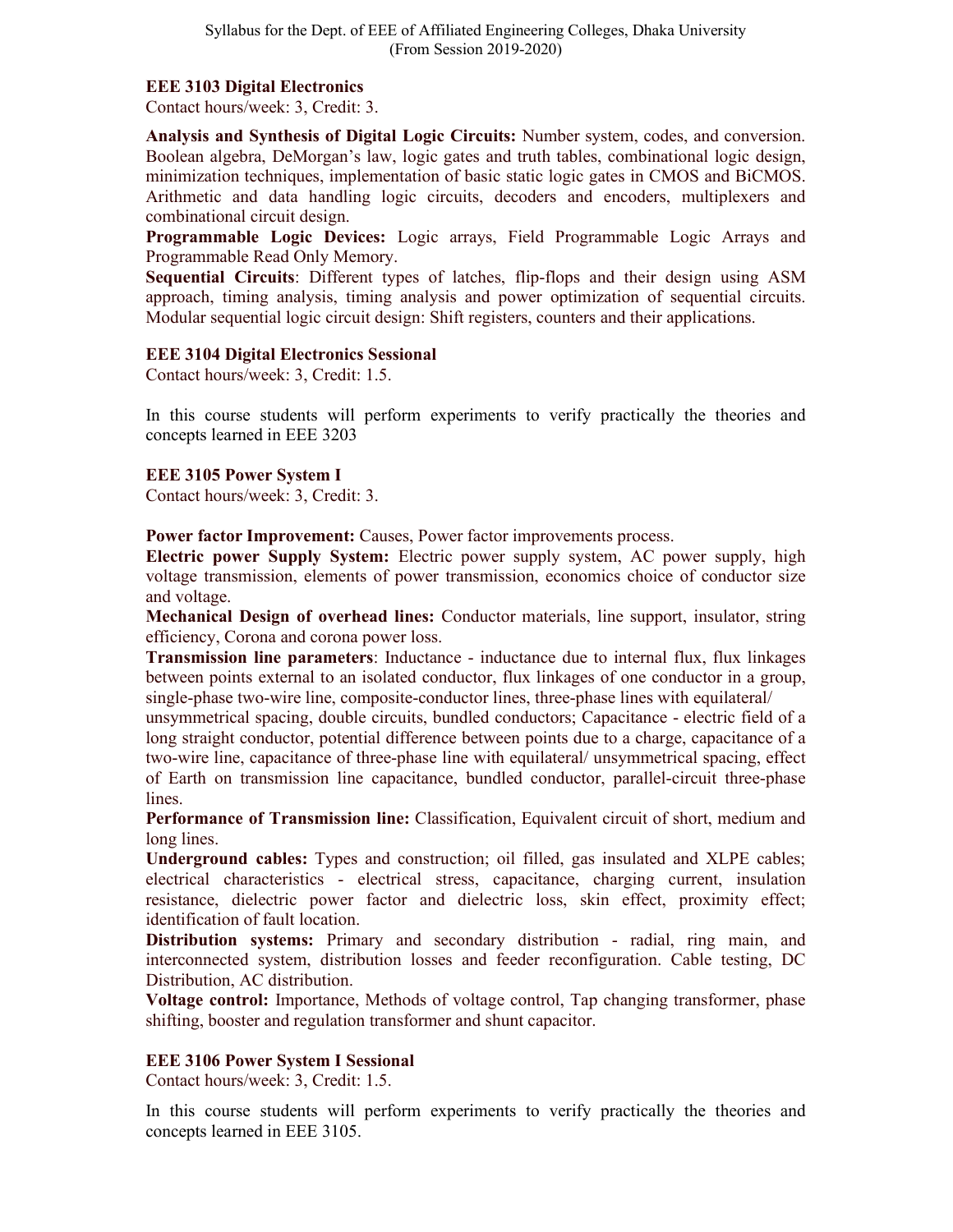### EEE 3103 Digital Electronics

Contact hours/week: 3, Credit: 3.

**Analysis and Synthesis of Digital Logic Circuits:** Number system, codes, and conversion. Boolean algebra, DeMorgan's law, logic gates and truth tables, combinational logic design, minimization techniques, implementation of basic static logic gates in CMOS and BiCMOS. Arithmetic and data handling logic circuits, decoders and encoders, multiplexers and combinational circuit design.

**Programmable Logic Devices:** Logic arrays, Field Programmable Logic Arrays and Programmable Read Only Memory.

**Sequential Circuits**: Different types of latches, flip-flops and their design using ASM approach, timing analysis, timing analysis and power optimization of sequential circuits. Modular sequential logic circuit design: Shift registers, counters and their applications.

### EEE 3104 Digital Electronics Sessional

Contact hours/week: 3, Credit: 1.5.

In this course students will perform experiments to verify practically the theories and concepts learned in EEE 3203

### EEE 3105 Power System I

Contact hours/week: 3, Credit: 3.

**Power factor Improvement:** Causes, Power factor improvements process.

**Electric power Supply System:** Electric power supply system, AC power supply, high voltage transmission, elements of power transmission, economics choice of conductor size and voltage.

**Mechanical Design of overhead lines:** Conductor materials, line support, insulator, string efficiency, Corona and corona power loss.

**Transmission line parameters**: Inductance - inductance due to internal flux, flux linkages between points external to an isolated conductor, flux linkages of one conductor in a group, single-phase two-wire line, composite-conductor lines, three-phase lines with equilateral/ unsymmetrical spacing, double circuits, bundled conductors; Capacitance - electric field of a long straight conductor, potential difference between points due to a charge, capacitance of a two-wire line, capacitance of three-phase line with equilateral/ unsymmetrical spacing, effect of Earth on transmission line capacitance, bundled conductor, parallel-circuit three-phase lines.

**Performance of Transmission line:** Classification, Equivalent circuit of short, medium and long lines.

**Underground cables:** Types and construction; oil filled, gas insulated and XLPE cables; electrical characteristics - electrical stress, capacitance, charging current, insulation resistance, dielectric power factor and dielectric loss, skin effect, proximity effect; identification of fault location.

**Distribution systems:** Primary and secondary distribution - radial, ring main, and interconnected system, distribution losses and feeder reconfiguration. Cable testing, DC Distribution, AC distribution.

**Voltage control:** Importance, Methods of voltage control, Tap changing transformer, phase shifting, booster and regulation transformer and shunt capacitor.

### EEE 3106 Power System I Sessional

Contact hours/week: 3, Credit: 1.5.

In this course students will perform experiments to verify practically the theories and concepts learned in EEE 3105.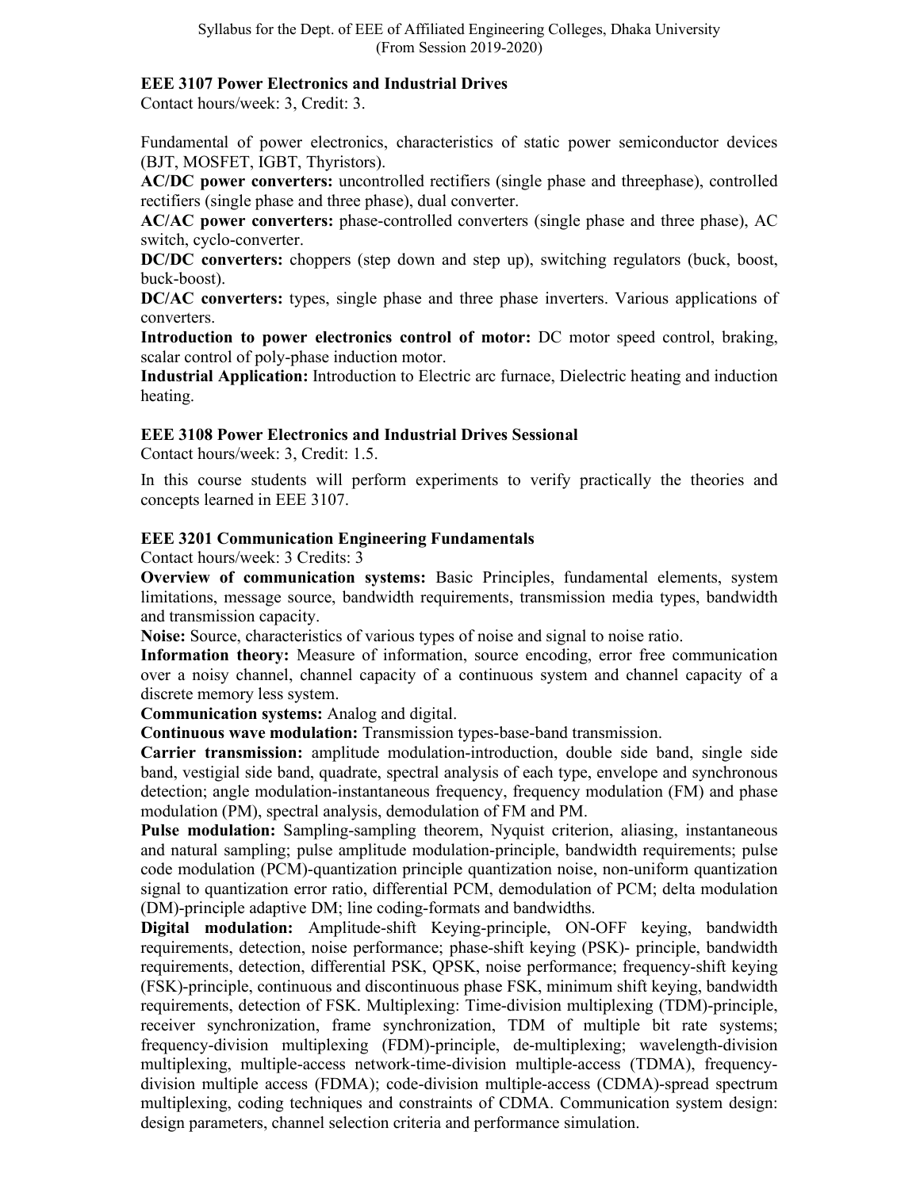### EEE 3107 Power Electronics and Industrial Drives

Contact hours/week: 3, Credit: 3.

Fundamental of power electronics, characteristics of static power semiconductor devices (BJT, MOSFET, IGBT, Thyristors).

**AC/DC power converters:** uncontrolled rectifiers (single phase and threephase), controlled rectifiers (single phase and three phase), dual converter.

**AC/AC power converters:** phase-controlled converters (single phase and three phase), AC switch, cyclo-converter.

**DC/DC converters:** choppers (step down and step up), switching regulators (buck, boost, buck-boost).

**DC/AC converters:** types, single phase and three phase inverters. Various applications of converters.

**Introduction to power electronics control of motor:** DC motor speed control, braking, scalar control of poly-phase induction motor.

**Industrial Application:** Introduction to Electric arc furnace, Dielectric heating and induction heating.

### EEE 3108 Power Electronics and Industrial Drives Sessional

Contact hours/week: 3, Credit: 1.5.

In this course students will perform experiments to verify practically the theories and concepts learned in EEE 3107.

### EEE 3201 Communication Engineering Fundamentals

Contact hours/week: 3 Credits: 3

**Overview of communication systems:** Basic Principles, fundamental elements, system limitations, message source, bandwidth requirements, transmission media types, bandwidth and transmission capacity.

**Noise:** Source, characteristics of various types of noise and signal to noise ratio.

**Information theory:** Measure of information, source encoding, error free communication over a noisy channel, channel capacity of a continuous system and channel capacity of a discrete memory less system.

**Communication systems:** Analog and digital.

**Continuous wave modulation:** Transmission types-base-band transmission.

**Carrier transmission:** amplitude modulation-introduction, double side band, single side band, vestigial side band, quadrate, spectral analysis of each type, envelope and synchronous detection; angle modulation-instantaneous frequency, frequency modulation (FM) and phase modulation (PM), spectral analysis, demodulation of FM and PM.

**Pulse modulation:** Sampling-sampling theorem, Nyquist criterion, aliasing, instantaneous and natural sampling; pulse amplitude modulation-principle, bandwidth requirements; pulse code modulation (PCM)-quantization principle quantization noise, non-uniform quantization signal to quantization error ratio, differential PCM, demodulation of PCM; delta modulation (DM)-principle adaptive DM; line coding-formats and bandwidths.

**Digital modulation:** Amplitude-shift Keying-principle, ON-OFF keying, bandwidth requirements, detection, noise performance; phase-shift keying (PSK)- principle, bandwidth requirements, detection, differential PSK, QPSK, noise performance; frequency-shift keying (FSK)-principle, continuous and discontinuous phase FSK, minimum shift keying, bandwidth requirements, detection of FSK. Multiplexing: Time-division multiplexing (TDM)-principle, receiver synchronization, frame synchronization, TDM of multiple bit rate systems; frequency-division multiplexing (FDM)-principle, de-multiplexing; wavelength-division multiplexing, multiple-access network-time-division multiple-access (TDMA), frequency-division multiple access (FDMA); code-division multiple-access (CDMA)-spread spectrum multiplexing, coding techniques and constraints of CDMA. Communication system design: design parameters, channel selection criteria and performance simulation.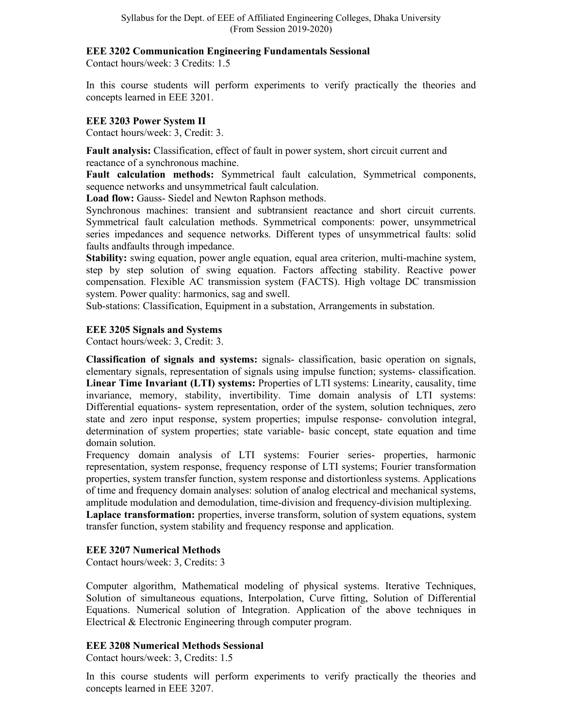### EEE 3202 Communication Engineering Fundamentals Sessional

Contact hours/week: 3 Credits: 1.5

In this course students will perform experiments to verify practically the theories and concepts learned in EEE 3201.

### EEE 3203 Power System II

Contact hours/week: 3, Credit: 3.

**Fault analysis:** Classification, effect of fault in power system, short circuit current and reactance of a synchronous machine.

**Fault calculation methods:** Symmetrical fault calculation, Symmetrical components, sequence networks and unsymmetrical fault calculation.

**Load flow:** Gauss- Siedel and Newton Raphson methods.

Synchronous machines: transient and subtransient reactance and short circuit currents. Symmetrical fault calculation methods. Symmetrical components: power, unsymmetrical series impedances and sequence networks. Different types of unsymmetrical faults: solid faults andfaults through impedance.

**Stability:** swing equation, power angle equation, equal area criterion, multi-machine system, step by step solution of swing equation. Factors affecting stability. Reactive power compensation. Flexible AC transmission system (FACTS). High voltage DC transmission system. Power quality: harmonics, sag and swell.

Sub-stations: Classification, Equipment in a substation, Arrangements in substation.

### EEE 3205 Signals and Systems

Contact hours/week: 3, Credit: 3.

**Classification of signals and systems:** signals- classification, basic operation on signals, elementary signals, representation of signals using impulse function; systems- classification.

**Linear Time Invariant (LTI) systems:** Properties of LTI systems: Linearity, causality, time invariance, memory, stability, invertibility. Time domain analysis of LTI systems: Differential equations- system representation, order of the system, solution techniques, zero state and zero input response, system properties; impulse response- convolution integral, determination of system properties; state variable- basic concept, state equation and time domain solution.

Frequency domain analysis of LTI systems: Fourier series- properties, harmonic representation, system response, frequency response of LTI systems; Fourier transformation properties, system transfer function, system response and distortionless systems. Applications of time and frequency domain analyses: solution of analog electrical and mechanical systems, amplitude modulation and demodulation, time-division and frequency-division multiplexing.

**Laplace transformation:** properties, inverse transform, solution of system equations, system transfer function, system stability and frequency response and application.

### EEE 3207 Numerical Methods

Contact hours/week: 3, Credits: 3

Computer algorithm, Mathematical modeling of physical systems. Iterative Techniques, Solution of simultaneous equations, Interpolation, Curve fitting, Solution of Differential Equations. Numerical solution of Integration. Application of the above techniques in Electrical & Electronic Engineering through computer program.

### EEE 3208 Numerical Methods Sessional

Contact hours/week: 3, Credits: 1.5

In this course students will perform experiments to verify practically the theories and concepts learned in EEE 3207.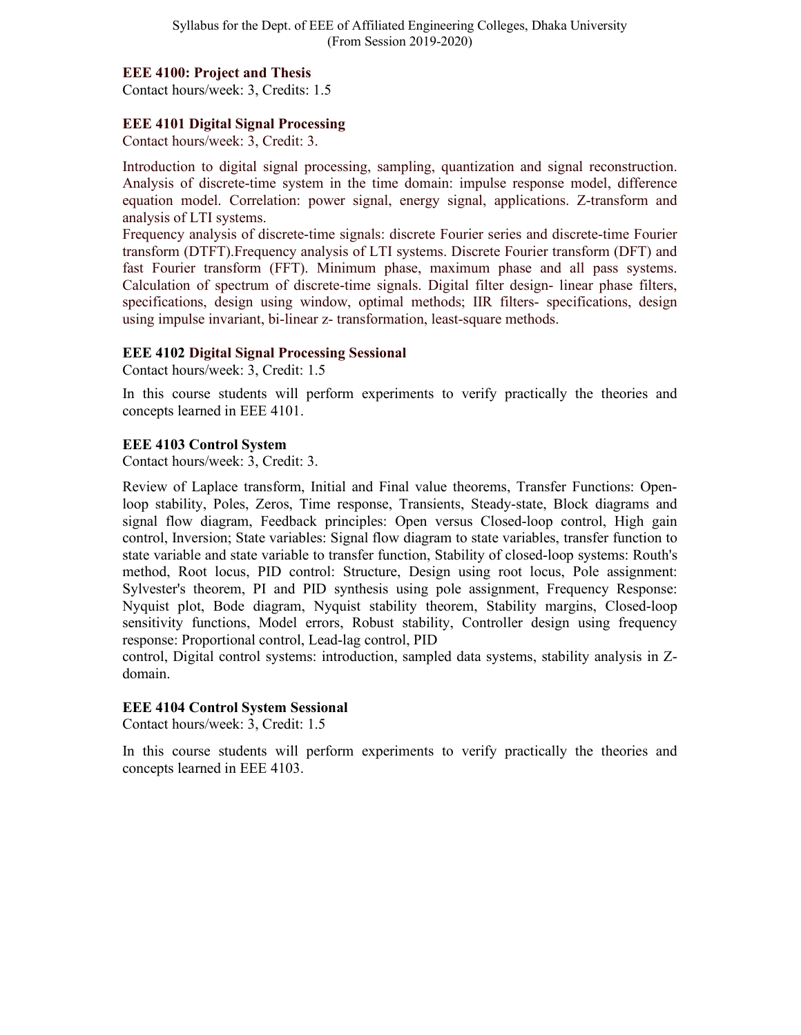### EEE 4100: Project and Thesis

Contact hours/week: 3, Credits: 1.5

### EEE 4101 Digital Signal Processing

Contact hours/week: 3, Credit: 3.

Introduction to digital signal processing, sampling, quantization and signal reconstruction. Analysis of discrete-time system in the time domain: impulse response model, difference equation model. Correlation: power signal, energy signal, applications. Z-transform and analysis of LTI systems.
Frequency analysis of discrete-time signals: discrete Fourier series and discrete-time Fourier transform (DTFT).Frequency analysis of LTI systems. Discrete Fourier transform (DFT) and fast Fourier transform (FFT). Minimum phase, maximum phase and all pass systems. Calculation of spectrum of discrete-time signals. Digital filter design- linear phase filters, specifications, design using window, optimal methods; IIR filters- specifications, design using impulse invariant, bi-linear z- transformation, least-square methods.

### EEE 4102 Digital Signal Processing Sessional

Contact hours/week: 3, Credit: 1.5

In this course students will perform experiments to verify practically the theories and concepts learned in EEE 4101.

### EEE 4103 Control System

Contact hours/week: 3, Credit: 3.

Review of Laplace transform, Initial and Final value theorems, Transfer Functions: Open-loop stability, Poles, Zeros, Time response, Transients, Steady-state, Block diagrams and signal flow diagram, Feedback principles: Open versus Closed-loop control, High gain control, Inversion; State variables: Signal flow diagram to state variables, transfer function to state variable and state variable to transfer function, Stability of closed-loop systems: Routh's method, Root locus, PID control: Structure, Design using root locus, Pole assignment: Sylvester's theorem, PI and PID synthesis using pole assignment, Frequency Response: Nyquist plot, Bode diagram, Nyquist stability theorem, Stability margins, Closed-loop sensitivity functions, Model errors, Robust stability, Controller design using frequency response: Proportional control, Lead-lag control, PID
control, Digital control systems: introduction, sampled data systems, stability analysis in Z-domain.

### EEE 4104 Control System Sessional

Contact hours/week: 3, Credit: 1.5

In this course students will perform experiments to verify practically the theories and concepts learned in EEE 4103.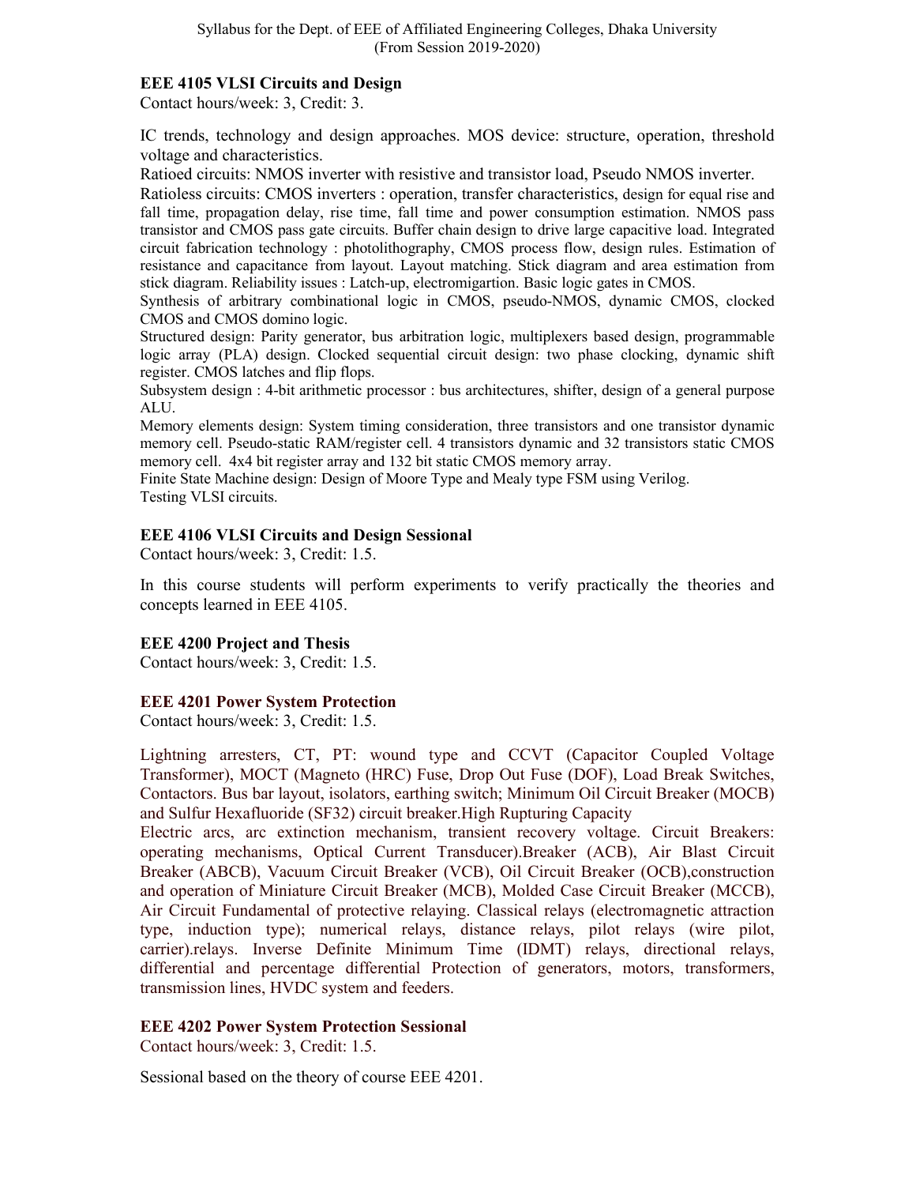**EEE 4105 VLSI Circuits and Design**
Contact hours/week: 3, Credit: 3.

IC trends, technology and design approaches. MOS device: structure, operation, threshold voltage and characteristics.
Ratioed circuits: NMOS inverter with resistive and transistor load, Pseudo NMOS inverter.
Ratioless circuits: CMOS inverters : operation, transfer characteristics, design for equal rise and fall time, propagation delay, rise time, fall time and power consumption estimation. NMOS pass transistor and CMOS pass gate circuits. Buffer chain design to drive large capacitive load. Integrated circuit fabrication technology : photolithography, CMOS process flow, design rules. Estimation of resistance and capacitance from layout. Layout matching. Stick diagram and area estimation from stick diagram. Reliability issues : Latch-up, electromigartion. Basic logic gates in CMOS.
Synthesis of arbitrary combinational logic in CMOS, pseudo-NMOS, dynamic CMOS, clocked CMOS and CMOS domino logic.
Structured design: Parity generator, bus arbitration logic, multiplexers based design, programmable logic array (PLA) design. Clocked sequential circuit design: two phase clocking, dynamic shift register. CMOS latches and flip flops.
Subsystem design : 4-bit arithmetic processor : bus architectures, shifter, design of a general purpose ALU.
Memory elements design: System timing consideration, three transistors and one transistor dynamic memory cell. Pseudo-static RAM/register cell. 4 transistors dynamic and 32 transistors static CMOS memory cell. 4x4 bit register array and 132 bit static CMOS memory array.
Finite State Machine design: Design of Moore Type and Mealy type FSM using Verilog.
Testing VLSI circuits.

**EEE 4106 VLSI Circuits and Design Sessional**
Contact hours/week: 3, Credit: 1.5.

In this course students will perform experiments to verify practically the theories and concepts learned in EEE 4105.

**EEE 4200 Project and Thesis**
Contact hours/week: 3, Credit: 1.5.

**EEE 4201 Power System Protection**
Contact hours/week: 3, Credit: 1.5.

Lightning arresters, CT, PT: wound type and CCVT (Capacitor Coupled Voltage Transformer), MOCT (Magneto (HRC) Fuse, Drop Out Fuse (DOF), Load Break Switches, Contactors. Bus bar layout, isolators, earthing switch; Minimum Oil Circuit Breaker (MOCB) and Sulfur Hexafluoride (SF32) circuit breaker.High Rupturing Capacity
Electric arcs, arc extinction mechanism, transient recovery voltage. Circuit Breakers: operating mechanisms, Optical Current Transducer).Breaker (ACB), Air Blast Circuit Breaker (ABCB), Vacuum Circuit Breaker (VCB), Oil Circuit Breaker (OCB),construction and operation of Miniature Circuit Breaker (MCB), Molded Case Circuit Breaker (MCCB), Air Circuit Fundamental of protective relaying. Classical relays (electromagnetic attraction type, induction type); numerical relays, distance relays, pilot relays (wire pilot, carrier).relays. Inverse Definite Minimum Time (IDMT) relays, directional relays, differential and percentage differential Protection of generators, motors, transformers, transmission lines, HVDC system and feeders.

**EEE 4202 Power System Protection Sessional**
Contact hours/week: 3, Credit: 1.5.

Sessional based on the theory of course EEE 4201.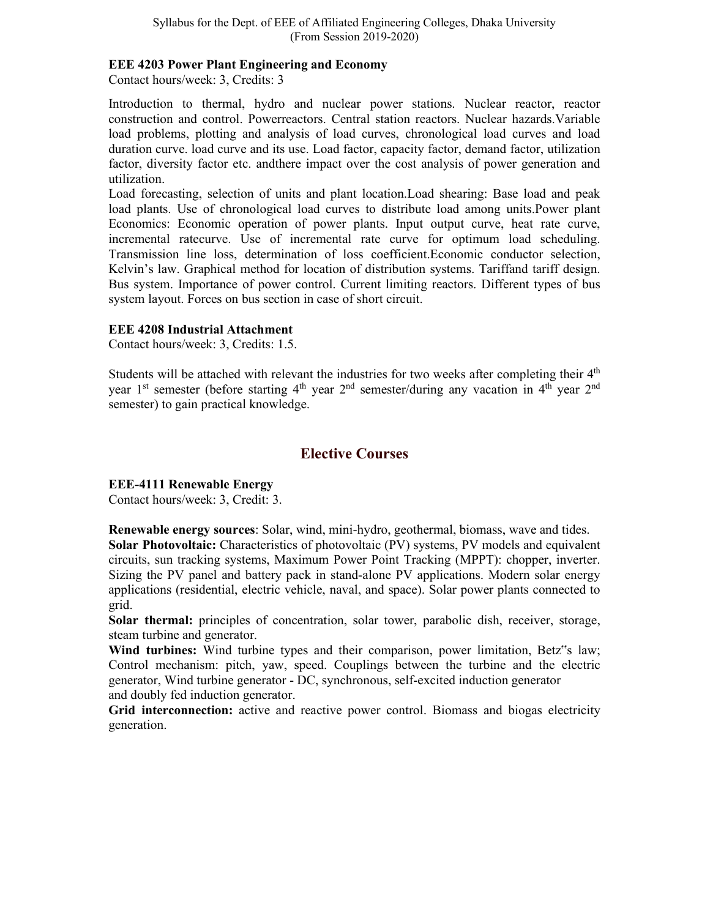### EEE 4203 Power Plant Engineering and Economy

Contact hours/week: 3, Credits: 3

Introduction to thermal, hydro and nuclear power stations. Nuclear reactor, reactor construction and control. Powerreactors. Central station reactors. Nuclear hazards.Variable load problems, plotting and analysis of load curves, chronological load curves and load duration curve. load curve and its use. Load factor, capacity factor, demand factor, utilization factor, diversity factor etc. andthere impact over the cost analysis of power generation and utilization.

Load forecasting, selection of units and plant location.Load shearing: Base load and peak load plants. Use of chronological load curves to distribute load among units.Power plant Economics: Economic operation of power plants. Input output curve, heat rate curve, incremental ratecurve. Use of incremental rate curve for optimum load scheduling. Transmission line loss, determination of loss coefficient.Economic conductor selection, Kelvin's law. Graphical method for location of distribution systems. Tariffand tariff design. Bus system. Importance of power control. Current limiting reactors. Different types of bus system layout. Forces on bus section in case of short circuit.

### EEE 4208 Industrial Attachment

Contact hours/week: 3, Credits: 1.5.

Students will be attached with relevant the industries for two weeks after completing their 4th year 1st semester (before starting 4th year 2nd semester/during any vacation in 4th year 2nd semester) to gain practical knowledge.

## Elective Courses

### EEE-4111 Renewable Energy

Contact hours/week: 3, Credit: 3.

**Renewable energy sources**: Solar, wind, mini-hydro, geothermal, biomass, wave and tides.
**Solar Photovoltaic:** Characteristics of photovoltaic (PV) systems, PV models and equivalent circuits, sun tracking systems, Maximum Power Point Tracking (MPPT): chopper, inverter. Sizing the PV panel and battery pack in stand-alone PV applications. Modern solar energy applications (residential, electric vehicle, naval, and space). Solar power plants connected to grid.
**Solar thermal:** principles of concentration, solar tower, parabolic dish, receiver, storage, steam turbine and generator.
**Wind turbines:** Wind turbine types and their comparison, power limitation, Betz"s law; Control mechanism: pitch, yaw, speed. Couplings between the turbine and the electric generator, Wind turbine generator - DC, synchronous, self-excited induction generator and doubly fed induction generator.
**Grid interconnection:** active and reactive power control. Biomass and biogas electricity generation.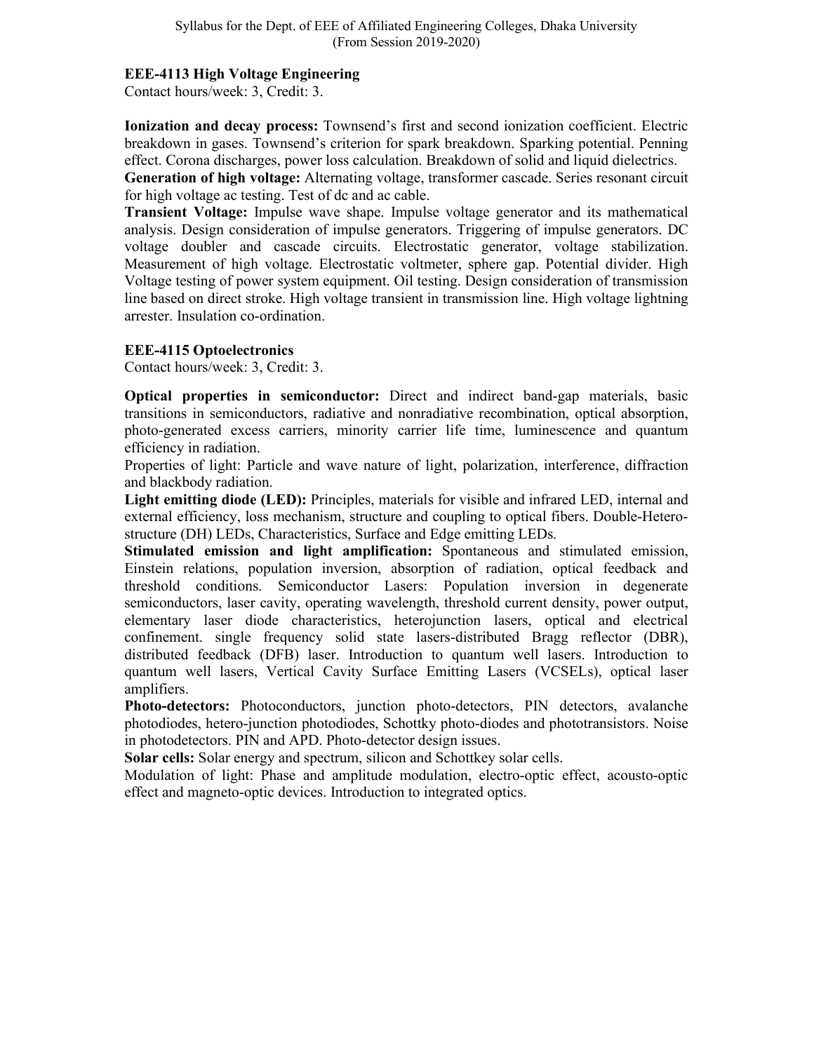## EEE-4113 High Voltage Engineering

Contact hours/week: 3, Credit: 3.

**Ionization and decay process:** Townsend's first and second ionization coefficient. Electric breakdown in gases. Townsend's criterion for spark breakdown. Sparking potential. Penning effect. Corona discharges, power loss calculation. Breakdown of solid and liquid dielectrics.

**Generation of high voltage:** Alternating voltage, transformer cascade. Series resonant circuit for high voltage ac testing. Test of dc and ac cable.

**Transient Voltage:** Impulse wave shape. Impulse voltage generator and its mathematical analysis. Design consideration of impulse generators. Triggering of impulse generators. DC voltage doubler and cascade circuits. Electrostatic generator, voltage stabilization. Measurement of high voltage. Electrostatic voltmeter, sphere gap. Potential divider. High Voltage testing of power system equipment. Oil testing. Design consideration of transmission line based on direct stroke. High voltage transient in transmission line. High voltage lightning arrester. Insulation co-ordination.

## EEE-4115 Optoelectronics

Contact hours/week: 3, Credit: 3.

**Optical properties in semiconductor:** Direct and indirect band-gap materials, basic transitions in semiconductors, radiative and nonradiative recombination, optical absorption, photo-generated excess carriers, minority carrier life time, luminescence and quantum efficiency in radiation.

Properties of light: Particle and wave nature of light, polarization, interference, diffraction and blackbody radiation.

**Light emitting diode (LED):** Principles, materials for visible and infrared LED, internal and external efficiency, loss mechanism, structure and coupling to optical fibers. Double-Hetero-structure (DH) LEDs, Characteristics, Surface and Edge emitting LEDs.

**Stimulated emission and light amplification:** Spontaneous and stimulated emission, Einstein relations, population inversion, absorption of radiation, optical feedback and threshold conditions. Semiconductor Lasers: Population inversion in degenerate semiconductors, laser cavity, operating wavelength, threshold current density, power output, elementary laser diode characteristics, heterojunction lasers, optical and electrical confinement. single frequency solid state lasers-distributed Bragg reflector (DBR), distributed feedback (DFB) laser. Introduction to quantum well lasers. Introduction to quantum well lasers, Vertical Cavity Surface Emitting Lasers (VCSELs), optical laser amplifiers.

**Photo-detectors:** Photoconductors, junction photo-detectors, PIN detectors, avalanche photodiodes, hetero-junction photodiodes, Schottky photo-diodes and phototransistors. Noise in photodetectors. PIN and APD. Photo-detector design issues.

**Solar cells:** Solar energy and spectrum, silicon and Schottkey solar cells.

Modulation of light: Phase and amplitude modulation, electro-optic effect, acousto-optic effect and magneto-optic devices. Introduction to integrated optics.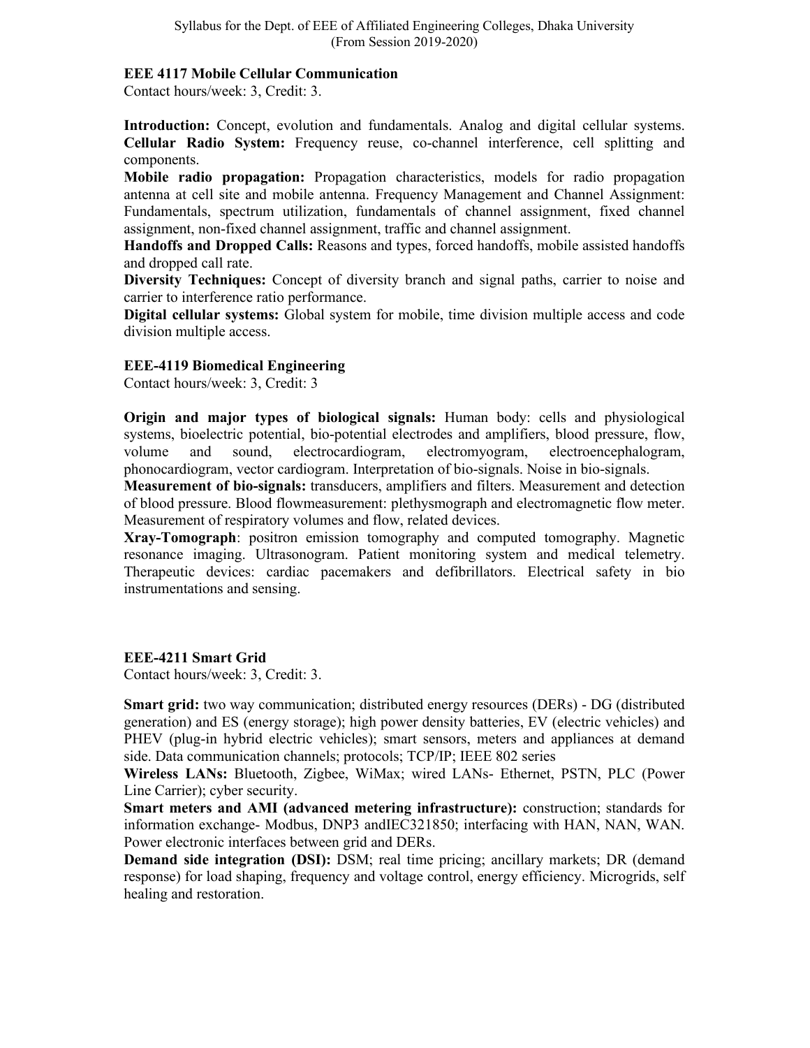### EEE 4117 Mobile Cellular Communication

Contact hours/week: 3, Credit: 3.

**Introduction:** Concept, evolution and fundamentals. Analog and digital cellular systems. **Cellular Radio System:** Frequency reuse, co-channel interference, cell splitting and components.

**Mobile radio propagation:** Propagation characteristics, models for radio propagation antenna at cell site and mobile antenna. Frequency Management and Channel Assignment: Fundamentals, spectrum utilization, fundamentals of channel assignment, fixed channel assignment, non-fixed channel assignment, traffic and channel assignment.

**Handoffs and Dropped Calls:** Reasons and types, forced handoffs, mobile assisted handoffs and dropped call rate.

**Diversity Techniques:** Concept of diversity branch and signal paths, carrier to noise and carrier to interference ratio performance.

**Digital cellular systems:** Global system for mobile, time division multiple access and code division multiple access.

### EEE-4119 Biomedical Engineering

Contact hours/week: 3, Credit: 3

**Origin and major types of biological signals:** Human body: cells and physiological systems, bioelectric potential, bio-potential electrodes and amplifiers, blood pressure, flow, volume and sound, electrocardiogram, electromyogram, electroencephalogram, phonocardiogram, vector cardiogram. Interpretation of bio-signals. Noise in bio-signals.

**Measurement of bio-signals:** transducers, amplifiers and filters. Measurement and detection of blood pressure. Blood flowmeasurement: plethysmograph and electromagnetic flow meter. Measurement of respiratory volumes and flow, related devices.

**Xray-Tomograph**: positron emission tomography and computed tomography. Magnetic resonance imaging. Ultrasonogram. Patient monitoring system and medical telemetry. Therapeutic devices: cardiac pacemakers and defibrillators. Electrical safety in bio instrumentations and sensing.

### EEE-4211 Smart Grid

Contact hours/week: 3, Credit: 3.

**Smart grid:** two way communication; distributed energy resources (DERs) - DG (distributed generation) and ES (energy storage); high power density batteries, EV (electric vehicles) and PHEV (plug-in hybrid electric vehicles); smart sensors, meters and appliances at demand side. Data communication channels; protocols; TCP/IP; IEEE 802 series

**Wireless LANs:** Bluetooth, Zigbee, WiMax; wired LANs- Ethernet, PSTN, PLC (Power Line Carrier); cyber security.

**Smart meters and AMI (advanced metering infrastructure):** construction; standards for information exchange- Modbus, DNP3 andIEC321850; interfacing with HAN, NAN, WAN. Power electronic interfaces between grid and DERs.

**Demand side integration (DSI):** DSM; real time pricing; ancillary markets; DR (demand response) for load shaping, frequency and voltage control, energy efficiency. Microgrids, self healing and restoration.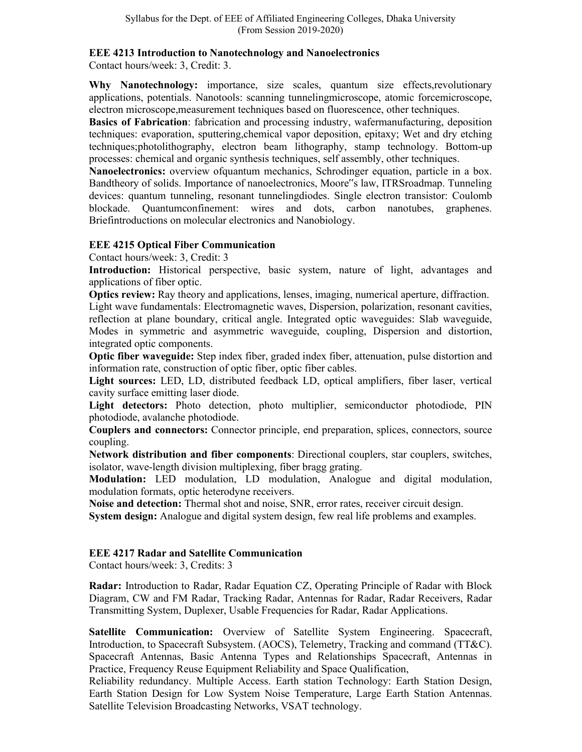### EEE 4213 Introduction to Nanotechnology and Nanoelectronics

Contact hours/week: 3, Credit: 3.

**Why Nanotechnology:** importance, size scales, quantum size effects,revolutionary applications, potentials. Nanotools: scanning tunnelingmicroscope, atomic forcemicroscope, electron microscope,measurement techniques based on fluorescence, other techniques.

**Basics of Fabrication**: fabrication and processing industry, wafermanufacturing, deposition techniques: evaporation, sputtering,chemical vapor deposition, epitaxy; Wet and dry etching techniques;photolithography, electron beam lithography, stamp technology. Bottom-up processes: chemical and organic synthesis techniques, self assembly, other techniques.

**Nanoelectronics:** overview ofquantum mechanics, Schrodinger equation, particle in a box. Bandtheory of solids. Importance of nanoelectronics, Moore‟s law, ITRSroadmap. Tunneling devices: quantum tunneling, resonant tunnelingdiodes. Single electron transistor: Coulomb blockade. Quantumconfinement: wires and dots, carbon nanotubes, graphenes. Briefintroductions on molecular electronics and Nanobiology.

### EEE 4215 Optical Fiber Communication

Contact hours/week: 3, Credit: 3

**Introduction:** Historical perspective, basic system, nature of light, advantages and applications of fiber optic.

**Optics review:** Ray theory and applications, lenses, imaging, numerical aperture, diffraction. Light wave fundamentals: Electromagnetic waves, Dispersion, polarization, resonant cavities, reflection at plane boundary, critical angle. Integrated optic waveguides: Slab waveguide, Modes in symmetric and asymmetric waveguide, coupling, Dispersion and distortion, integrated optic components.

**Optic fiber waveguide:** Step index fiber, graded index fiber, attenuation, pulse distortion and information rate, construction of optic fiber, optic fiber cables.

**Light sources:** LED, LD, distributed feedback LD, optical amplifiers, fiber laser, vertical cavity surface emitting laser diode.

**Light detectors:** Photo detection, photo multiplier, semiconductor photodiode, PIN photodiode, avalanche photodiode.

**Couplers and connectors:** Connector principle, end preparation, splices, connectors, source coupling.

**Network distribution and fiber components**: Directional couplers, star couplers, switches, isolator, wave-length division multiplexing, fiber bragg grating.

**Modulation:** LED modulation, LD modulation, Analogue and digital modulation, modulation formats, optic heterodyne receivers.

**Noise and detection:** Thermal shot and noise, SNR, error rates, receiver circuit design.

**System design:** Analogue and digital system design, few real life problems and examples.

### EEE 4217 Radar and Satellite Communication

Contact hours/week: 3, Credits: 3

**Radar:** Introduction to Radar, Radar Equation CZ, Operating Principle of Radar with Block Diagram, CW and FM Radar, Tracking Radar, Antennas for Radar, Radar Receivers, Radar Transmitting System, Duplexer, Usable Frequencies for Radar, Radar Applications.

**Satellite Communication:** Overview of Satellite System Engineering. Spacecraft, Introduction, to Spacecraft Subsystem. (AOCS), Telemetry, Tracking and command (TT&C). Spacecraft Antennas, Basic Antenna Types and Relationships Spacecraft, Antennas in Practice, Frequency Reuse Equipment Reliability and Space Qualification,

Reliability redundancy. Multiple Access. Earth station Technology: Earth Station Design, Earth Station Design for Low System Noise Temperature, Large Earth Station Antennas. Satellite Television Broadcasting Networks, VSAT technology.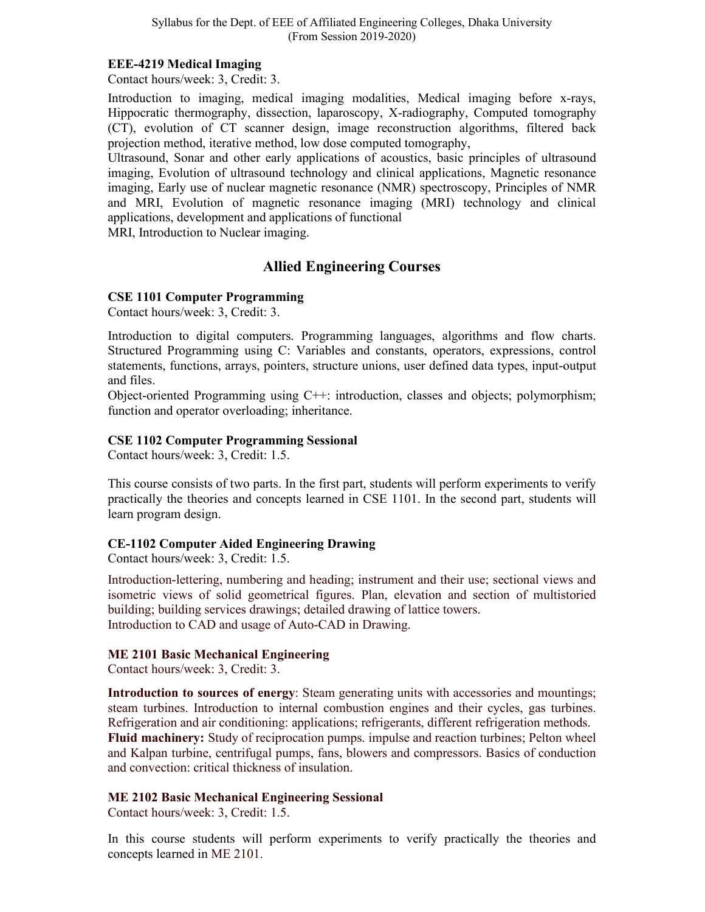### EEE-4219 Medical Imaging

Contact hours/week: 3, Credit: 3.

Introduction to imaging, medical imaging modalities, Medical imaging before x-rays, Hippocratic thermography, dissection, laparoscopy, X-radiography, Computed tomography (CT), evolution of CT scanner design, image reconstruction algorithms, filtered back projection method, iterative method, low dose computed tomography,

Ultrasound, Sonar and other early applications of acoustics, basic principles of ultrasound imaging, Evolution of ultrasound technology and clinical applications, Magnetic resonance imaging, Early use of nuclear magnetic resonance (NMR) spectroscopy, Principles of NMR and MRI, Evolution of magnetic resonance imaging (MRI) technology and clinical applications, development and applications of functional MRI, Introduction to Nuclear imaging.

## Allied Engineering Courses

### CSE 1101 Computer Programming

Contact hours/week: 3, Credit: 3.

Introduction to digital computers. Programming languages, algorithms and flow charts. Structured Programming using C: Variables and constants, operators, expressions, control statements, functions, arrays, pointers, structure unions, user defined data types, input-output and files.

Object-oriented Programming using C++: introduction, classes and objects; polymorphism; function and operator overloading; inheritance.

### CSE 1102 Computer Programming Sessional

Contact hours/week: 3, Credit: 1.5.

This course consists of two parts. In the first part, students will perform experiments to verify practically the theories and concepts learned in CSE 1101. In the second part, students will learn program design.

### CE-1102 Computer Aided Engineering Drawing

Contact hours/week: 3, Credit: 1.5.

Introduction-lettering, numbering and heading; instrument and their use; sectional views and isometric views of solid geometrical figures. Plan, elevation and section of multistoried building; building services drawings; detailed drawing of lattice towers.

Introduction to CAD and usage of Auto-CAD in Drawing.

### ME 2101 Basic Mechanical Engineering

Contact hours/week: 3, Credit: 3.

**Introduction to sources of energy**: Steam generating units with accessories and mountings; steam turbines. Introduction to internal combustion engines and their cycles, gas turbines. Refrigeration and air conditioning: applications; refrigerants, different refrigeration methods.

**Fluid machinery:** Study of reciprocation pumps. impulse and reaction turbines; Pelton wheel and Kalpan turbine, centrifugal pumps, fans, blowers and compressors. Basics of conduction and convection: critical thickness of insulation.

### ME 2102 Basic Mechanical Engineering Sessional

Contact hours/week: 3, Credit: 1.5.

In this course students will perform experiments to verify practically the theories and concepts learned in ME 2101.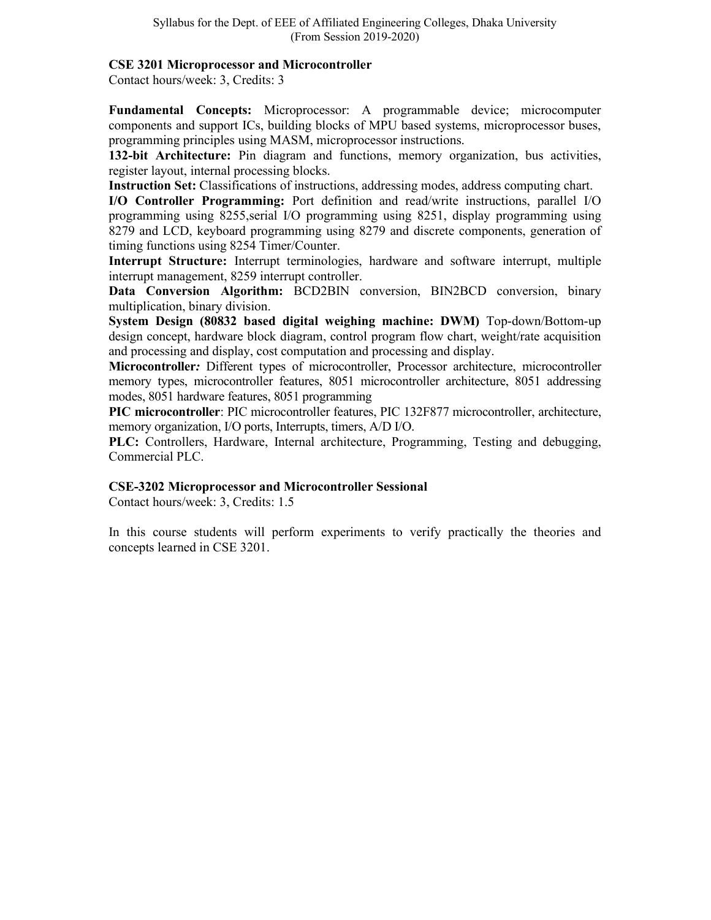**CSE 3201 Microprocessor and Microcontroller**

Contact hours/week: 3, Credits: 3

**Fundamental Concepts:** Microprocessor: A programmable device; microcomputer components and support ICs, building blocks of MPU based systems, microprocessor buses, programming principles using MASM, microprocessor instructions.

**132-bit Architecture:** Pin diagram and functions, memory organization, bus activities, register layout, internal processing blocks.

**Instruction Set:** Classifications of instructions, addressing modes, address computing chart.

**I/O Controller Programming:** Port definition and read/write instructions, parallel I/O programming using 8255,serial I/O programming using 8251, display programming using 8279 and LCD, keyboard programming using 8279 and discrete components, generation of timing functions using 8254 Timer/Counter.

**Interrupt Structure:** Interrupt terminologies, hardware and software interrupt, multiple interrupt management, 8259 interrupt controller.

**Data Conversion Algorithm:** BCD2BIN conversion, BIN2BCD conversion, binary multiplication, binary division.

**System Design (80832 based digital weighing machine: DWM)** Top-down/Bottom-up design concept, hardware block diagram, control program flow chart, weight/rate acquisition and processing and display, cost computation and processing and display.

**Microcontroller*:*** Different types of microcontroller, Processor architecture, microcontroller memory types, microcontroller features, 8051 microcontroller architecture, 8051 addressing modes, 8051 hardware features, 8051 programming

**PIC microcontroller**: PIC microcontroller features, PIC 132F877 microcontroller, architecture, memory organization, I/O ports, Interrupts, timers, A/D I/O.

**PLC:** Controllers, Hardware, Internal architecture, Programming, Testing and debugging, Commercial PLC.

**CSE-3202 Microprocessor and Microcontroller Sessional**

Contact hours/week: 3, Credits: 1.5

In this course students will perform experiments to verify practically the theories and concepts learned in CSE 3201.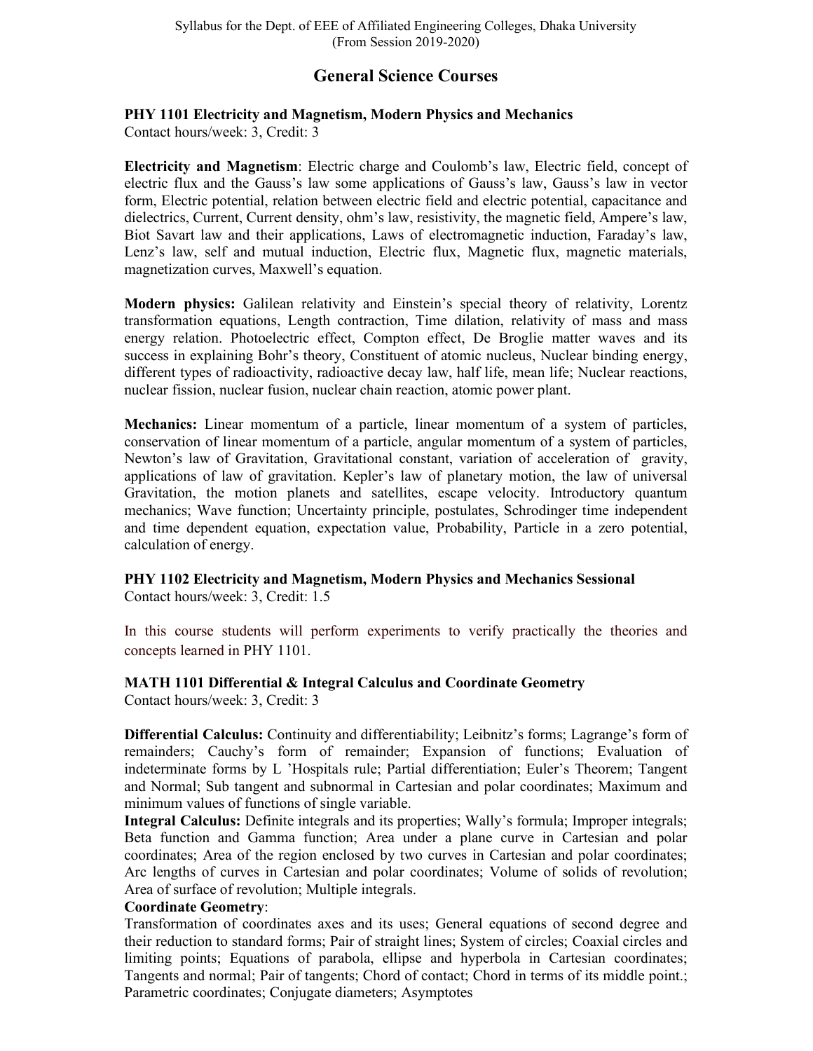## General Science Courses

**PHY 1101 Electricity and Magnetism, Modern Physics and Mechanics**
Contact hours/week: 3, Credit: 3

**Electricity and Magnetism**: Electric charge and Coulomb's law, Electric field, concept of electric flux and the Gauss's law some applications of Gauss's law, Gauss's law in vector form, Electric potential, relation between electric field and electric potential, capacitance and dielectrics, Current, Current density, ohm's law, resistivity, the magnetic field, Ampere's law, Biot Savart law and their applications, Laws of electromagnetic induction, Faraday's law, Lenz's law, self and mutual induction, Electric flux, Magnetic flux, magnetic materials, magnetization curves, Maxwell's equation.

**Modern physics:** Galilean relativity and Einstein's special theory of relativity, Lorentz transformation equations, Length contraction, Time dilation, relativity of mass and mass energy relation. Photoelectric effect, Compton effect, De Broglie matter waves and its success in explaining Bohr's theory, Constituent of atomic nucleus, Nuclear binding energy, different types of radioactivity, radioactive decay law, half life, mean life; Nuclear reactions, nuclear fission, nuclear fusion, nuclear chain reaction, atomic power plant.

**Mechanics:** Linear momentum of a particle, linear momentum of a system of particles, conservation of linear momentum of a particle, angular momentum of a system of particles, Newton's law of Gravitation, Gravitational constant, variation of acceleration of gravity, applications of law of gravitation. Kepler's law of planetary motion, the law of universal Gravitation, the motion planets and satellites, escape velocity. Introductory quantum mechanics; Wave function; Uncertainty principle, postulates, Schrodinger time independent and time dependent equation, expectation value, Probability, Particle in a zero potential, calculation of energy.

**PHY 1102 Electricity and Magnetism, Modern Physics and Mechanics Sessional**
Contact hours/week: 3, Credit: 1.5

In this course students will perform experiments to verify practically the theories and concepts learned in PHY 1101.

**MATH 1101 Differential & Integral Calculus and Coordinate Geometry**
Contact hours/week: 3, Credit: 3

**Differential Calculus:** Continuity and differentiability; Leibnitz's forms; Lagrange's form of remainders; Cauchy's form of remainder; Expansion of functions; Evaluation of indeterminate forms by L 'Hospitals rule; Partial differentiation; Euler's Theorem; Tangent and Normal; Sub tangent and subnormal in Cartesian and polar coordinates; Maximum and minimum values of functions of single variable.

**Integral Calculus:** Definite integrals and its properties; Wally's formula; Improper integrals; Beta function and Gamma function; Area under a plane curve in Cartesian and polar coordinates; Area of the region enclosed by two curves in Cartesian and polar coordinates; Arc lengths of curves in Cartesian and polar coordinates; Volume of solids of revolution; Area of surface of revolution; Multiple integrals.

**Coordinate Geometry**:
Transformation of coordinates axes and its uses; General equations of second degree and their reduction to standard forms; Pair of straight lines; System of circles; Coaxial circles and limiting points; Equations of parabola, ellipse and hyperbola in Cartesian coordinates; Tangents and normal; Pair of tangents; Chord of contact; Chord in terms of its middle point.; Parametric coordinates; Conjugate diameters; Asymptotes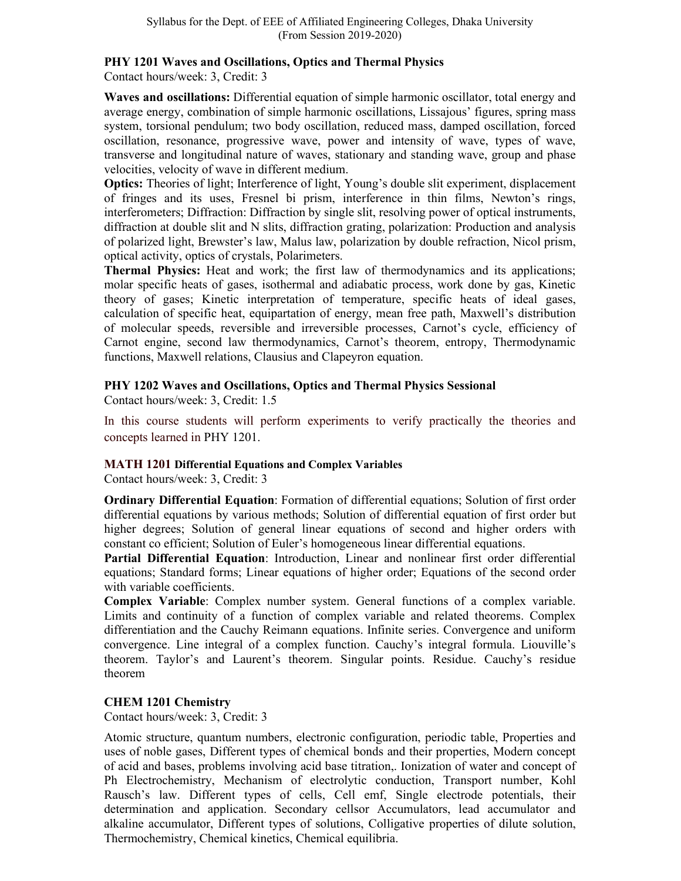### PHY 1201 Waves and Oscillations, Optics and Thermal Physics

Contact hours/week: 3, Credit: 3

**Waves and oscillations:** Differential equation of simple harmonic oscillator, total energy and average energy, combination of simple harmonic oscillations, Lissajous' figures, spring mass system, torsional pendulum; two body oscillation, reduced mass, damped oscillation, forced oscillation, resonance, progressive wave, power and intensity of wave, types of wave, transverse and longitudinal nature of waves, stationary and standing wave, group and phase velocities, velocity of wave in different medium.

**Optics:** Theories of light; Interference of light, Young's double slit experiment, displacement of fringes and its uses, Fresnel bi prism, interference in thin films, Newton's rings, interferometers; Diffraction: Diffraction by single slit, resolving power of optical instruments, diffraction at double slit and N slits, diffraction grating, polarization: Production and analysis of polarized light, Brewster's law, Malus law, polarization by double refraction, Nicol prism, optical activity, optics of crystals, Polarimeters.

**Thermal Physics:** Heat and work; the first law of thermodynamics and its applications; molar specific heats of gases, isothermal and adiabatic process, work done by gas, Kinetic theory of gases; Kinetic interpretation of temperature, specific heats of ideal gases, calculation of specific heat, equipartation of energy, mean free path, Maxwell's distribution of molecular speeds, reversible and irreversible processes, Carnot's cycle, efficiency of Carnot engine, second law thermodynamics, Carnot's theorem, entropy, Thermodynamic functions, Maxwell relations, Clausius and Clapeyron equation.

### PHY 1202 Waves and Oscillations, Optics and Thermal Physics Sessional

Contact hours/week: 3, Credit: 1.5

In this course students will perform experiments to verify practically the theories and concepts learned in PHY 1201.

### MATH 1201 Differential Equations and Complex Variables

Contact hours/week: 3, Credit: 3

**Ordinary Differential Equation**: Formation of differential equations; Solution of first order differential equations by various methods; Solution of differential equation of first order but higher degrees; Solution of general linear equations of second and higher orders with constant co efficient; Solution of Euler's homogeneous linear differential equations.

**Partial Differential Equation**: Introduction, Linear and nonlinear first order differential equations; Standard forms; Linear equations of higher order; Equations of the second order with variable coefficients.

**Complex Variable**: Complex number system. General functions of a complex variable. Limits and continuity of a function of complex variable and related theorems. Complex differentiation and the Cauchy Reimann equations. Infinite series. Convergence and uniform convergence. Line integral of a complex function. Cauchy's integral formula. Liouville's theorem. Taylor's and Laurent's theorem. Singular points. Residue. Cauchy's residue theorem

### CHEM 1201 Chemistry

Contact hours/week: 3, Credit: 3

Atomic structure, quantum numbers, electronic configuration, periodic table, Properties and uses of noble gases, Different types of chemical bonds and their properties, Modern concept of acid and bases, problems involving acid base titration,. Ionization of water and concept of Ph Electrochemistry, Mechanism of electrolytic conduction, Transport number, Kohl Rausch's law. Different types of cells, Cell emf, Single electrode potentials, their determination and application. Secondary cellsor Accumulators, lead accumulator and alkaline accumulator, Different types of solutions, Colligative properties of dilute solution, Thermochemistry, Chemical kinetics, Chemical equilibria.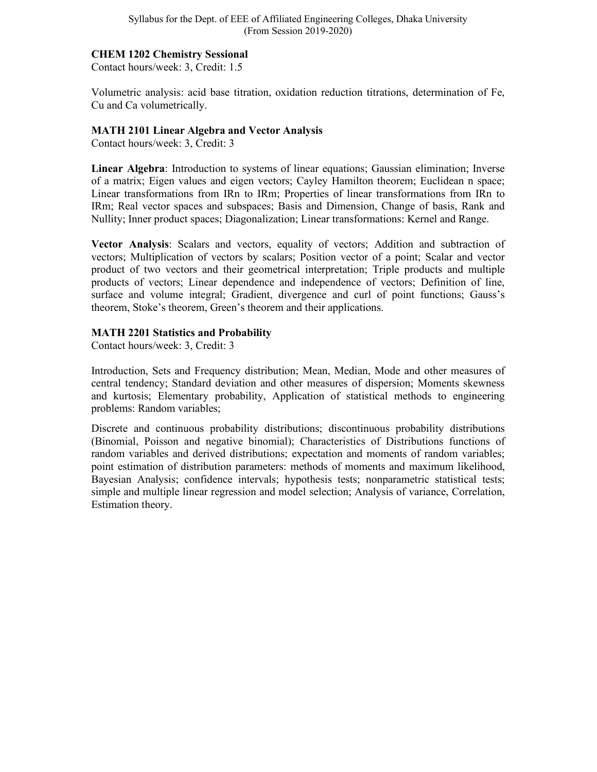### CHEM 1202 Chemistry Sessional

Contact hours/week: 3, Credit: 1.5

Volumetric analysis: acid base titration, oxidation reduction titrations, determination of Fe, Cu and Ca volumetrically.

### MATH 2101 Linear Algebra and Vector Analysis

Contact hours/week: 3, Credit: 3

**Linear Algebra**: Introduction to systems of linear equations; Gaussian elimination; Inverse of a matrix; Eigen values and eigen vectors; Cayley Hamilton theorem; Euclidean n space; Linear transformations from IRn to IRm; Properties of linear transformations from IRn to IRm; Real vector spaces and subspaces; Basis and Dimension, Change of basis, Rank and Nullity; Inner product spaces; Diagonalization; Linear transformations: Kernel and Range.

**Vector Analysis**: Scalars and vectors, equality of vectors; Addition and subtraction of vectors; Multiplication of vectors by scalars; Position vector of a point; Scalar and vector product of two vectors and their geometrical interpretation; Triple products and multiple products of vectors; Linear dependence and independence of vectors; Definition of line, surface and volume integral; Gradient, divergence and curl of point functions; Gauss's theorem, Stoke's theorem, Green's theorem and their applications.

### MATH 2201 Statistics and Probability

Contact hours/week: 3, Credit: 3

Introduction, Sets and Frequency distribution; Mean, Median, Mode and other measures of central tendency; Standard deviation and other measures of dispersion; Moments skewness and kurtosis; Elementary probability, Application of statistical methods to engineering problems: Random variables;

Discrete and continuous probability distributions; discontinuous probability distributions (Binomial, Poisson and negative binomial); Characteristics of Distributions functions of random variables and derived distributions; expectation and moments of random variables; point estimation of distribution parameters: methods of moments and maximum likelihood, Bayesian Analysis; confidence intervals; hypothesis tests; nonparametric statistical tests; simple and multiple linear regression and model selection; Analysis of variance, Correlation, Estimation theory.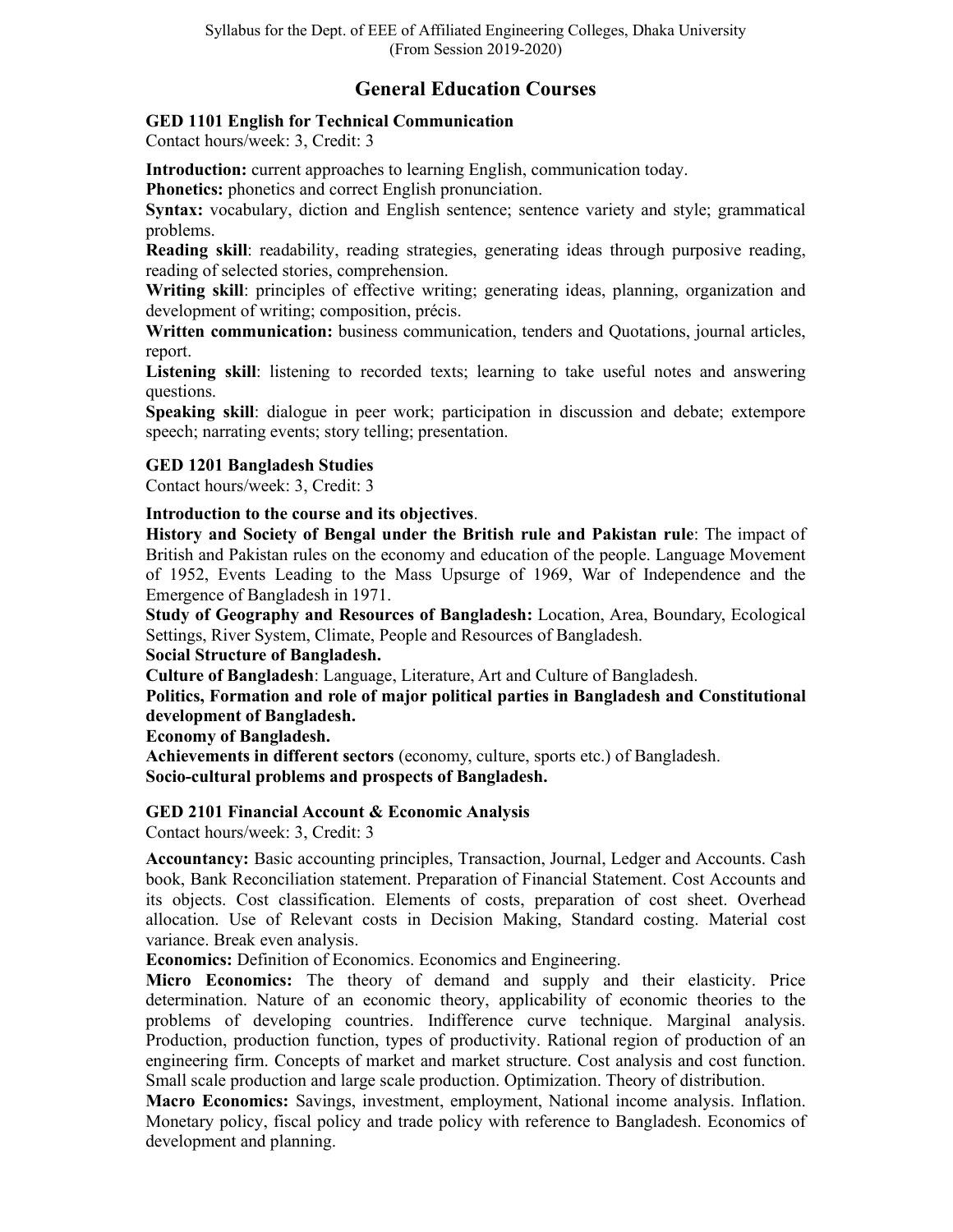# General Education Courses

### GED 1101 English for Technical Communication

Contact hours/week: 3, Credit: 3

**Introduction:** current approaches to learning English, communication today.
**Phonetics:** phonetics and correct English pronunciation.
**Syntax:** vocabulary, diction and English sentence; sentence variety and style; grammatical problems.
**Reading skill**: readability, reading strategies, generating ideas through purposive reading, reading of selected stories, comprehension.
**Writing skill**: principles of effective writing; generating ideas, planning, organization and development of writing; composition, précis.
**Written communication:** business communication, tenders and Quotations, journal articles, report.
**Listening skill**: listening to recorded texts; learning to take useful notes and answering questions.
**Speaking skill**: dialogue in peer work; participation in discussion and debate; extempore speech; narrating events; story telling; presentation.

### GED 1201 Bangladesh Studies

Contact hours/week: 3, Credit: 3

**Introduction to the course and its objectives**.
**History and Society of Bengal under the British rule and Pakistan rule**: The impact of British and Pakistan rules on the economy and education of the people. Language Movement of 1952, Events Leading to the Mass Upsurge of 1969, War of Independence and the Emergence of Bangladesh in 1971.
**Study of Geography and Resources of Bangladesh:** Location, Area, Boundary, Ecological Settings, River System, Climate, People and Resources of Bangladesh.
**Social Structure of Bangladesh.**
**Culture of Bangladesh**: Language, Literature, Art and Culture of Bangladesh.
**Politics, Formation and role of major political parties in Bangladesh and Constitutional development of Bangladesh.**
**Economy of Bangladesh.**
**Achievements in different sectors** (economy, culture, sports etc.) of Bangladesh.
**Socio-cultural problems and prospects of Bangladesh.**

### GED 2101 Financial Account & Economic Analysis

Contact hours/week: 3, Credit: 3

**Accountancy:** Basic accounting principles, Transaction, Journal, Ledger and Accounts. Cash book, Bank Reconciliation statement. Preparation of Financial Statement. Cost Accounts and its objects. Cost classification. Elements of costs, preparation of cost sheet. Overhead allocation. Use of Relevant costs in Decision Making, Standard costing. Material cost variance. Break even analysis.
**Economics:** Definition of Economics. Economics and Engineering.
**Micro Economics:** The theory of demand and supply and their elasticity. Price determination. Nature of an economic theory, applicability of economic theories to the problems of developing countries. Indifference curve technique. Marginal analysis. Production, production function, types of productivity. Rational region of production of an engineering firm. Concepts of market and market structure. Cost analysis and cost function. Small scale production and large scale production. Optimization. Theory of distribution.
**Macro Economics:** Savings, investment, employment, National income analysis. Inflation. Monetary policy, fiscal policy and trade policy with reference to Bangladesh. Economics of development and planning.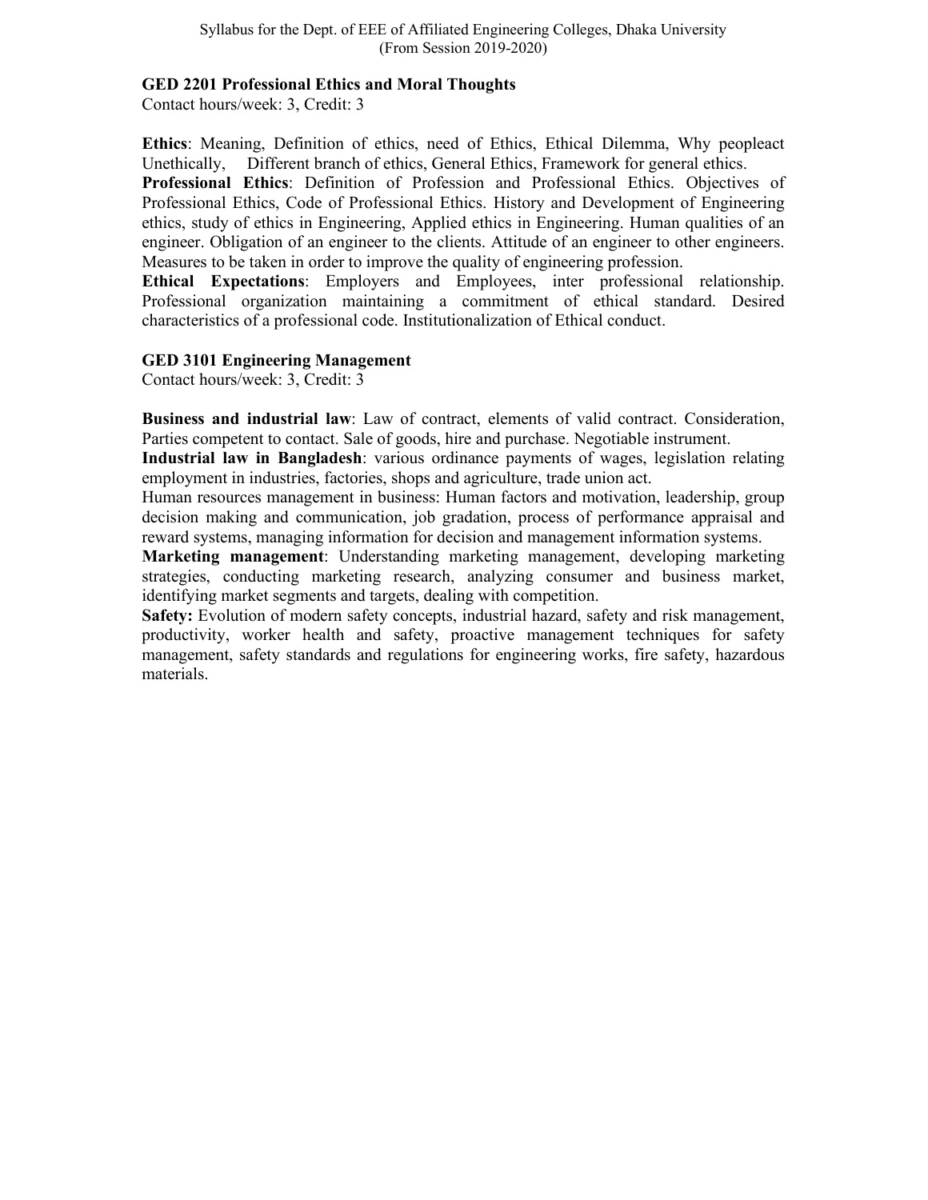**GED 2201 Professional Ethics and Moral Thoughts**
Contact hours/week: 3, Credit: 3

**Ethics**: Meaning, Definition of ethics, need of Ethics, Ethical Dilemma, Why peopleact Unethically, Different branch of ethics, General Ethics, Framework for general ethics.
**Professional Ethics**: Definition of Profession and Professional Ethics. Objectives of Professional Ethics, Code of Professional Ethics. History and Development of Engineering ethics, study of ethics in Engineering, Applied ethics in Engineering. Human qualities of an engineer. Obligation of an engineer to the clients. Attitude of an engineer to other engineers. Measures to be taken in order to improve the quality of engineering profession.
**Ethical Expectations**: Employers and Employees, inter professional relationship. Professional organization maintaining a commitment of ethical standard. Desired characteristics of a professional code. Institutionalization of Ethical conduct.

**GED 3101 Engineering Management**
Contact hours/week: 3, Credit: 3

**Business and industrial law**: Law of contract, elements of valid contract. Consideration, Parties competent to contact. Sale of goods, hire and purchase. Negotiable instrument.
**Industrial law in Bangladesh**: various ordinance payments of wages, legislation relating employment in industries, factories, shops and agriculture, trade union act.
Human resources management in business: Human factors and motivation, leadership, group decision making and communication, job gradation, process of performance appraisal and reward systems, managing information for decision and management information systems.
**Marketing management**: Understanding marketing management, developing marketing strategies, conducting marketing research, analyzing consumer and business market, identifying market segments and targets, dealing with competition.
**Safety:** Evolution of modern safety concepts, industrial hazard, safety and risk management, productivity, worker health and safety, proactive management techniques for safety management, safety standards and regulations for engineering works, fire safety, hazardous materials.